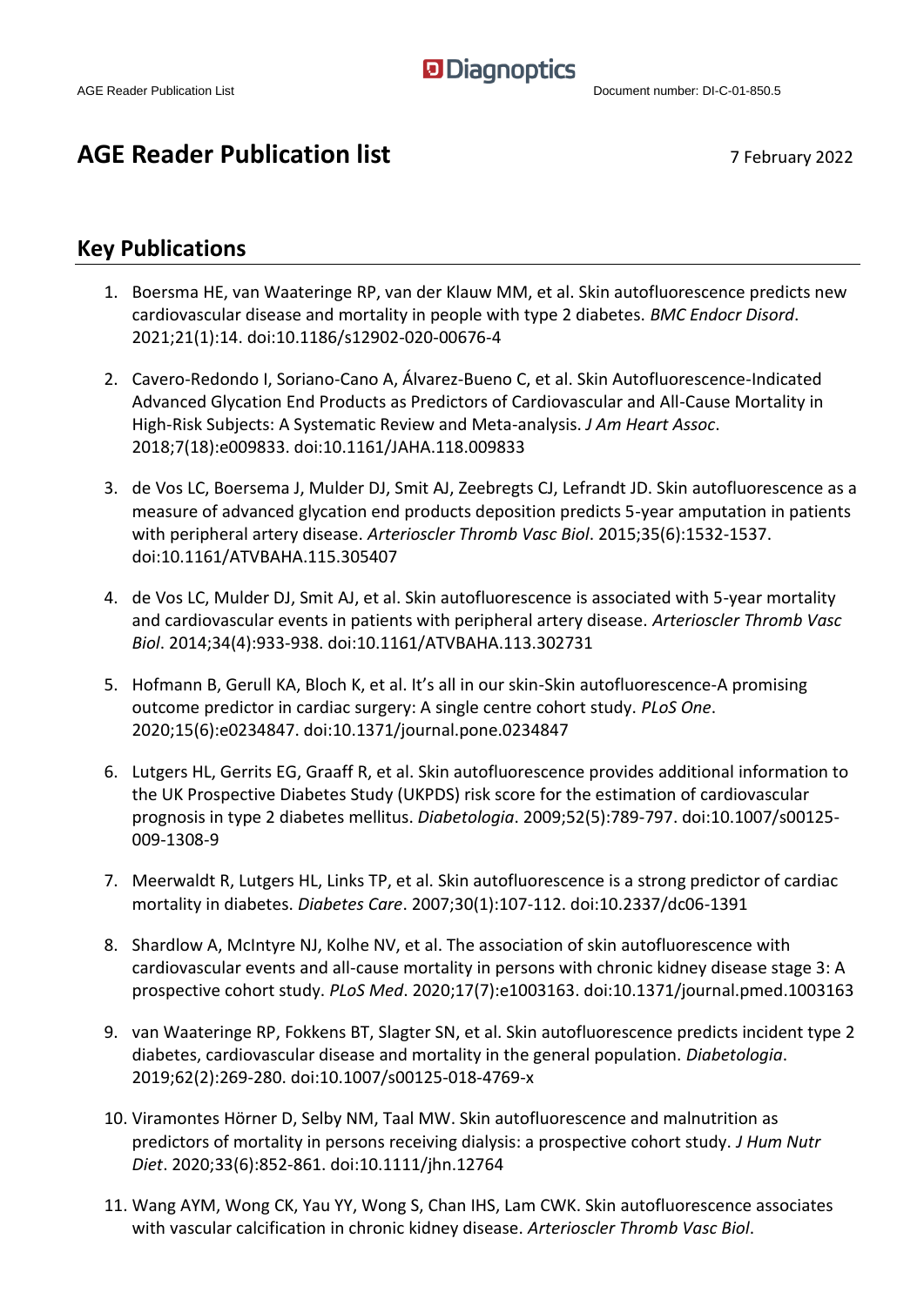# AGE Reader Publication list

7 February 2022

## Key Publications

1. Boersma HE, van Waateringe RP, van der Klauw MM, et al. Skin autofluorescence predicts new cardiovascular disease and mortality in people with type 2 diabetes. *BMC Endocr Disord*. 2021;21(1):14. doi:10.1186/s12902-020-00676-4

2. Cavero-Redondo I, Soriano-Cano A, Álvarez-Bueno C, et al. Skin Autofluorescence-Indicated Advanced Glycation End Products as Predictors of Cardiovascular and All-Cause Mortality in High-Risk Subjects: A Systematic Review and Meta-analysis. *J Am Heart Assoc*. 2018;7(18):e009833. doi:10.1161/JAHA.118.009833

3. de Vos LC, Boersema J, Mulder DJ, Smit AJ, Zeebregts CJ, Lefrandt JD. Skin autofluorescence as a measure of advanced glycation end products deposition predicts 5-year amputation in patients with peripheral artery disease. *Arterioscler Thromb Vasc Biol*. 2015;35(6):1532-1537. doi:10.1161/ATVBAHA.115.305407

4. de Vos LC, Mulder DJ, Smit AJ, et al. Skin autofluorescence is associated with 5-year mortality and cardiovascular events in patients with peripheral artery disease. *Arterioscler Thromb Vasc Biol*. 2014;34(4):933-938. doi:10.1161/ATVBAHA.113.302731

5. Hofmann B, Gerull KA, Bloch K, et al. It's all in our skin-Skin autofluorescence-A promising outcome predictor in cardiac surgery: A single centre cohort study. *PLoS One*. 2020;15(6):e0234847. doi:10.1371/journal.pone.0234847

6. Lutgers HL, Gerrits EG, Graaff R, et al. Skin autofluorescence provides additional information to the UK Prospective Diabetes Study (UKPDS) risk score for the estimation of cardiovascular prognosis in type 2 diabetes mellitus. *Diabetologia*. 2009;52(5):789-797. doi:10.1007/s00125-009-1308-9

7. Meerwaldt R, Lutgers HL, Links TP, et al. Skin autofluorescence is a strong predictor of cardiac mortality in diabetes. *Diabetes Care*. 2007;30(1):107-112. doi:10.2337/dc06-1391

8. Shardlow A, McIntyre NJ, Kolhe NV, et al. The association of skin autofluorescence with cardiovascular events and all-cause mortality in persons with chronic kidney disease stage 3: A prospective cohort study. *PLoS Med*. 2020;17(7):e1003163. doi:10.1371/journal.pmed.1003163

9. van Waateringe RP, Fokkens BT, Slagter SN, et al. Skin autofluorescence predicts incident type 2 diabetes, cardiovascular disease and mortality in the general population. *Diabetologia*. 2019;62(2):269-280. doi:10.1007/s00125-018-4769-x

10. Viramontes Hörner D, Selby NM, Taal MW. Skin autofluorescence and malnutrition as predictors of mortality in persons receiving dialysis: a prospective cohort study. *J Hum Nutr Diet*. 2020;33(6):852-861. doi:10.1111/jhn.12764

11. Wang AYM, Wong CK, Yau YY, Wong S, Chan IHS, Lam CWK. Skin autofluorescence associates with vascular calcification in chronic kidney disease. *Arterioscler Thromb Vasc Biol*.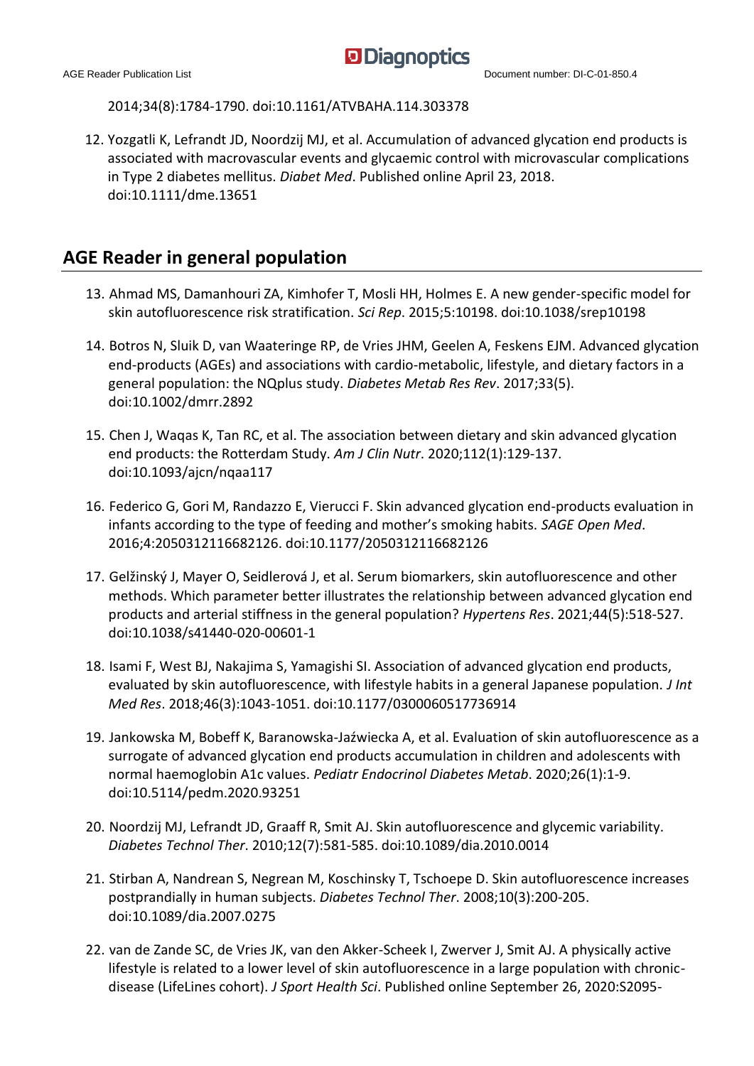2014;34(8):1784-1790. doi:10.1161/ATVBAHA.114.303378

12. Yozgatli K, Lefrandt JD, Noordzij MJ, et al. Accumulation of advanced glycation end products is associated with macrovascular events and glycaemic control with microvascular complications in Type 2 diabetes mellitus. *Diabet Med*. Published online April 23, 2018. doi:10.1111/dme.13651

## AGE Reader in general population

13. Ahmad MS, Damanhouri ZA, Kimhofer T, Mosli HH, Holmes E. A new gender-specific model for skin autofluorescence risk stratification. *Sci Rep*. 2015;5:10198. doi:10.1038/srep10198
14. Botros N, Sluik D, van Waateringe RP, de Vries JHM, Geelen A, Feskens EJM. Advanced glycation end-products (AGEs) and associations with cardio-metabolic, lifestyle, and dietary factors in a general population: the NQplus study. *Diabetes Metab Res Rev*. 2017;33(5). doi:10.1002/dmrr.2892
15. Chen J, Waqas K, Tan RC, et al. The association between dietary and skin advanced glycation end products: the Rotterdam Study. *Am J Clin Nutr*. 2020;112(1):129-137. doi:10.1093/ajcn/nqaa117
16. Federico G, Gori M, Randazzo E, Vierucci F. Skin advanced glycation end-products evaluation in infants according to the type of feeding and mother's smoking habits. *SAGE Open Med*. 2016;4:2050312116682126. doi:10.1177/2050312116682126
17. Gelžinský J, Mayer O, Seidlerová J, et al. Serum biomarkers, skin autofluorescence and other methods. Which parameter better illustrates the relationship between advanced glycation end products and arterial stiffness in the general population? *Hypertens Res*. 2021;44(5):518-527. doi:10.1038/s41440-020-00601-1
18. Isami F, West BJ, Nakajima S, Yamagishi SI. Association of advanced glycation end products, evaluated by skin autofluorescence, with lifestyle habits in a general Japanese population. *J Int Med Res*. 2018;46(3):1043-1051. doi:10.1177/0300060517736914
19. Jankowska M, Bobeff K, Baranowska-Jaźwiecka A, et al. Evaluation of skin autofluorescence as a surrogate of advanced glycation end products accumulation in children and adolescents with normal haemoglobin A1c values. *Pediatr Endocrinol Diabetes Metab*. 2020;26(1):1-9. doi:10.5114/pedm.2020.93251
20. Noordzij MJ, Lefrandt JD, Graaff R, Smit AJ. Skin autofluorescence and glycemic variability. *Diabetes Technol Ther*. 2010;12(7):581-585. doi:10.1089/dia.2010.0014
21. Stirban A, Nandrean S, Negrean M, Koschinsky T, Tschoepe D. Skin autofluorescence increases postprandially in human subjects. *Diabetes Technol Ther*. 2008;10(3):200-205. doi:10.1089/dia.2007.0275
22. van de Zande SC, de Vries JK, van den Akker-Scheek I, Zwerver J, Smit AJ. A physically active lifestyle is related to a lower level of skin autofluorescence in a large population with chronic-disease (LifeLines cohort). *J Sport Health Sci*. Published online September 26, 2020:S2095-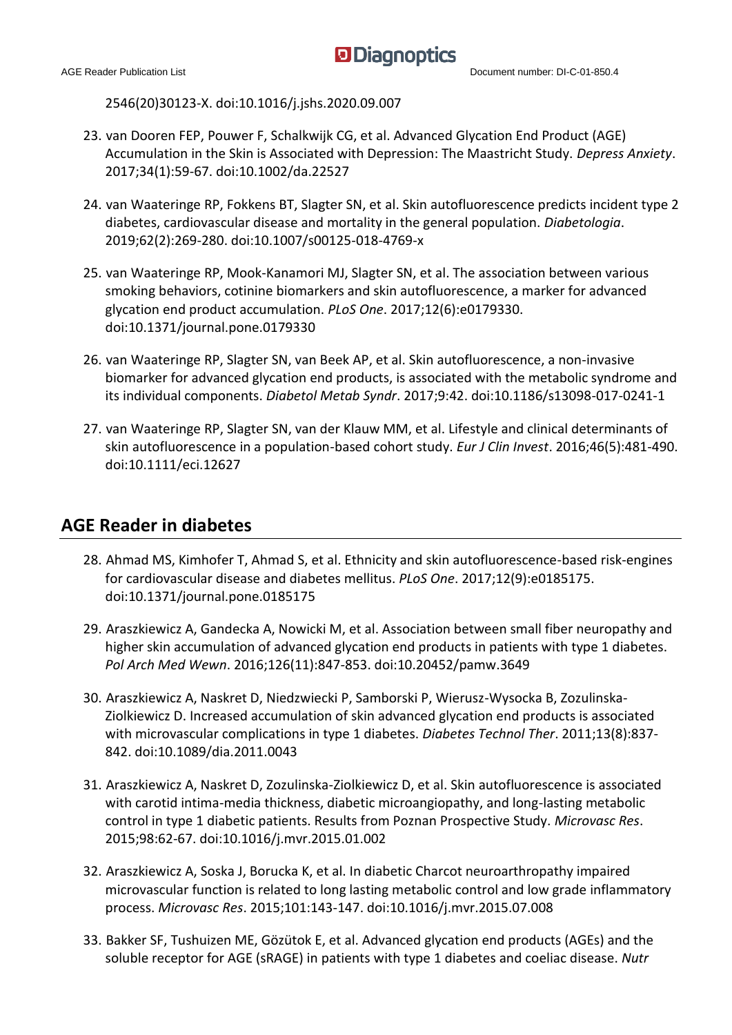2546(20)30123-X. doi:10.1016/j.jshs.2020.09.007

23. van Dooren FEP, Pouwer F, Schalkwijk CG, et al. Advanced Glycation End Product (AGE) Accumulation in the Skin is Associated with Depression: The Maastricht Study. *Depress Anxiety*. 2017;34(1):59-67. doi:10.1002/da.22527

24. van Waateringe RP, Fokkens BT, Slagter SN, et al. Skin autofluorescence predicts incident type 2 diabetes, cardiovascular disease and mortality in the general population. *Diabetologia*. 2019;62(2):269-280. doi:10.1007/s00125-018-4769-x

25. van Waateringe RP, Mook-Kanamori MJ, Slagter SN, et al. The association between various smoking behaviors, cotinine biomarkers and skin autofluorescence, a marker for advanced glycation end product accumulation. *PLoS One*. 2017;12(6):e0179330. doi:10.1371/journal.pone.0179330

26. van Waateringe RP, Slagter SN, van Beek AP, et al. Skin autofluorescence, a non-invasive biomarker for advanced glycation end products, is associated with the metabolic syndrome and its individual components. *Diabetol Metab Syndr*. 2017;9:42. doi:10.1186/s13098-017-0241-1

27. van Waateringe RP, Slagter SN, van der Klauw MM, et al. Lifestyle and clinical determinants of skin autofluorescence in a population-based cohort study. *Eur J Clin Invest*. 2016;46(5):481-490. doi:10.1111/eci.12627

## AGE Reader in diabetes

28. Ahmad MS, Kimhofer T, Ahmad S, et al. Ethnicity and skin autofluorescence-based risk-engines for cardiovascular disease and diabetes mellitus. *PLoS One*. 2017;12(9):e0185175. doi:10.1371/journal.pone.0185175

29. Araszkiewicz A, Gandecka A, Nowicki M, et al. Association between small fiber neuropathy and higher skin accumulation of advanced glycation end products in patients with type 1 diabetes. *Pol Arch Med Wewn*. 2016;126(11):847-853. doi:10.20452/pamw.3649

30. Araszkiewicz A, Naskret D, Niedzwiecki P, Samborski P, Wierusz-Wysocka B, Zozulinska-Ziolkiewicz D. Increased accumulation of skin advanced glycation end products is associated with microvascular complications in type 1 diabetes. *Diabetes Technol Ther*. 2011;13(8):837-842. doi:10.1089/dia.2011.0043

31. Araszkiewicz A, Naskret D, Zozulinska-Ziolkiewicz D, et al. Skin autofluorescence is associated with carotid intima-media thickness, diabetic microangiopathy, and long-lasting metabolic control in type 1 diabetic patients. Results from Poznan Prospective Study. *Microvasc Res*. 2015;98:62-67. doi:10.1016/j.mvr.2015.01.002

32. Araszkiewicz A, Soska J, Borucka K, et al. In diabetic Charcot neuroarthropathy impaired microvascular function is related to long lasting metabolic control and low grade inflammatory process. *Microvasc Res*. 2015;101:143-147. doi:10.1016/j.mvr.2015.07.008

33. Bakker SF, Tushuizen ME, Gözütok E, et al. Advanced glycation end products (AGEs) and the soluble receptor for AGE (sRAGE) in patients with type 1 diabetes and coeliac disease. *Nutr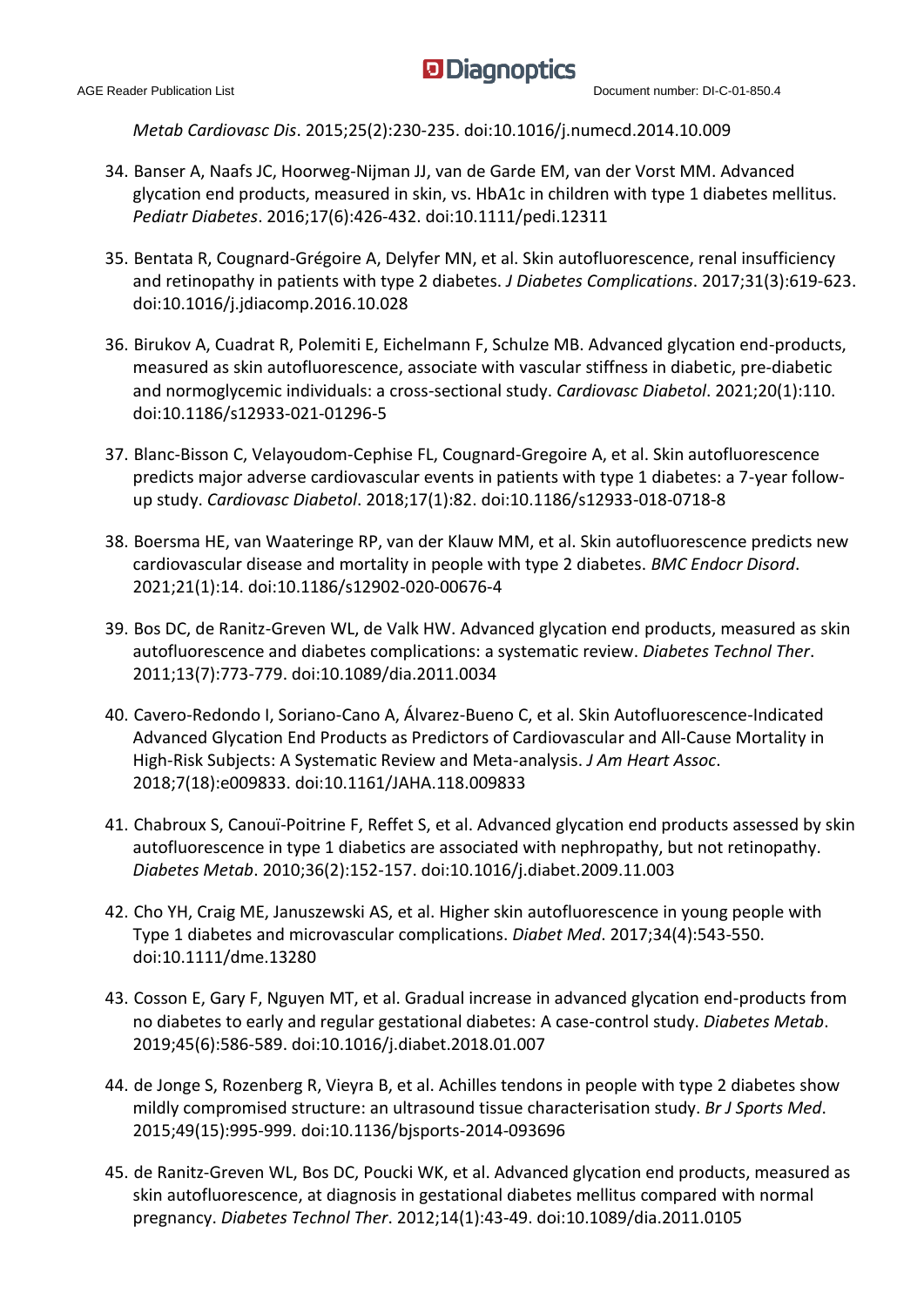*Metab Cardiovasc Dis*. 2015;25(2):230-235. doi:10.1016/j.numecd.2014.10.009

34. Banser A, Naafs JC, Hoorweg-Nijman JJ, van de Garde EM, van der Vorst MM. Advanced glycation end products, measured in skin, vs. HbA1c in children with type 1 diabetes mellitus. *Pediatr Diabetes*. 2016;17(6):426-432. doi:10.1111/pedi.12311

35. Bentata R, Cougnard-Grégoire A, Delyfer MN, et al. Skin autofluorescence, renal insufficiency and retinopathy in patients with type 2 diabetes. *J Diabetes Complications*. 2017;31(3):619-623. doi:10.1016/j.jdiacomp.2016.10.028

36. Birukov A, Cuadrat R, Polemiti E, Eichelmann F, Schulze MB. Advanced glycation end-products, measured as skin autofluorescence, associate with vascular stiffness in diabetic, pre-diabetic and normoglycemic individuals: a cross-sectional study. *Cardiovasc Diabetol*. 2021;20(1):110. doi:10.1186/s12933-021-01296-5

37. Blanc-Bisson C, Velayoudom-Cephise FL, Cougnard-Gregoire A, et al. Skin autofluorescence predicts major adverse cardiovascular events in patients with type 1 diabetes: a 7-year follow-up study. *Cardiovasc Diabetol*. 2018;17(1):82. doi:10.1186/s12933-018-0718-8

38. Boersma HE, van Waateringe RP, van der Klauw MM, et al. Skin autofluorescence predicts new cardiovascular disease and mortality in people with type 2 diabetes. *BMC Endocr Disord*. 2021;21(1):14. doi:10.1186/s12902-020-00676-4

39. Bos DC, de Ranitz-Greven WL, de Valk HW. Advanced glycation end products, measured as skin autofluorescence and diabetes complications: a systematic review. *Diabetes Technol Ther*. 2011;13(7):773-779. doi:10.1089/dia.2011.0034

40. Cavero-Redondo I, Soriano-Cano A, Álvarez-Bueno C, et al. Skin Autofluorescence-Indicated Advanced Glycation End Products as Predictors of Cardiovascular and All-Cause Mortality in High-Risk Subjects: A Systematic Review and Meta-analysis. *J Am Heart Assoc*. 2018;7(18):e009833. doi:10.1161/JAHA.118.009833

41. Chabroux S, Canouï-Poitrine F, Reffet S, et al. Advanced glycation end products assessed by skin autofluorescence in type 1 diabetics are associated with nephropathy, but not retinopathy. *Diabetes Metab*. 2010;36(2):152-157. doi:10.1016/j.diabet.2009.11.003

42. Cho YH, Craig ME, Januszewski AS, et al. Higher skin autofluorescence in young people with Type 1 diabetes and microvascular complications. *Diabet Med*. 2017;34(4):543-550. doi:10.1111/dme.13280

43. Cosson E, Gary F, Nguyen MT, et al. Gradual increase in advanced glycation end-products from no diabetes to early and regular gestational diabetes: A case-control study. *Diabetes Metab*. 2019;45(6):586-589. doi:10.1016/j.diabet.2018.01.007

44. de Jonge S, Rozenberg R, Vieyra B, et al. Achilles tendons in people with type 2 diabetes show mildly compromised structure: an ultrasound tissue characterisation study. *Br J Sports Med*. 2015;49(15):995-999. doi:10.1136/bjsports-2014-093696

45. de Ranitz-Greven WL, Bos DC, Poucki WK, et al. Advanced glycation end products, measured as skin autofluorescence, at diagnosis in gestational diabetes mellitus compared with normal pregnancy. *Diabetes Technol Ther*. 2012;14(1):43-49. doi:10.1089/dia.2011.0105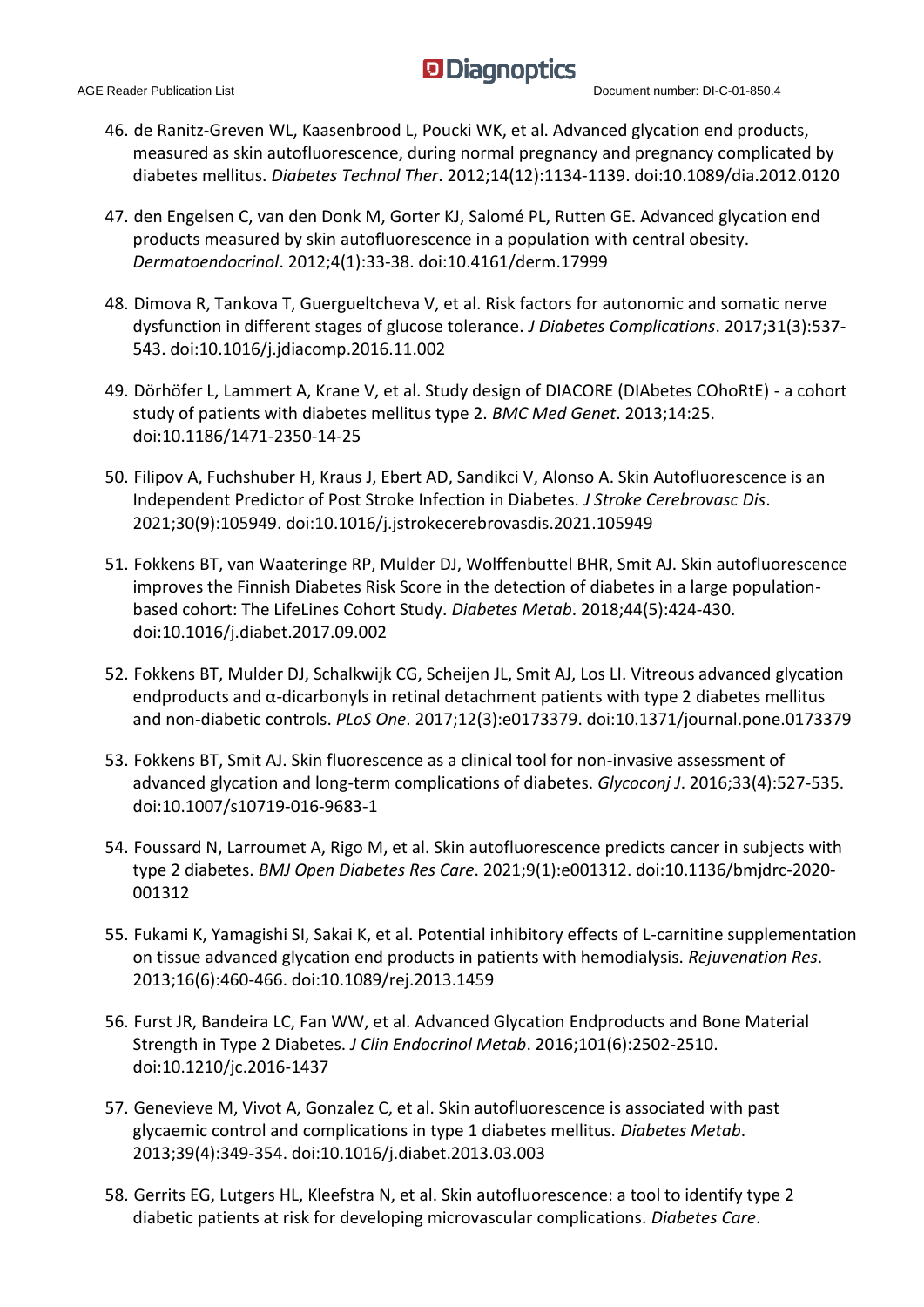46. de Ranitz-Greven WL, Kaasenbrood L, Poucki WK, et al. Advanced glycation end products, measured as skin autofluorescence, during normal pregnancy and pregnancy complicated by diabetes mellitus. *Diabetes Technol Ther*. 2012;14(12):1134-1139. doi:10.1089/dia.2012.0120

47. den Engelsen C, van den Donk M, Gorter KJ, Salomé PL, Rutten GE. Advanced glycation end products measured by skin autofluorescence in a population with central obesity. *Dermatoendocrinol*. 2012;4(1):33-38. doi:10.4161/derm.17999

48. Dimova R, Tankova T, Guergueltcheva V, et al. Risk factors for autonomic and somatic nerve dysfunction in different stages of glucose tolerance. *J Diabetes Complications*. 2017;31(3):537-543. doi:10.1016/j.jdiacomp.2016.11.002

49. Dörhöfer L, Lammert A, Krane V, et al. Study design of DIACORE (DIAbetes COhoRtE) - a cohort study of patients with diabetes mellitus type 2. *BMC Med Genet*. 2013;14:25. doi:10.1186/1471-2350-14-25

50. Filipov A, Fuchshuber H, Kraus J, Ebert AD, Sandikci V, Alonso A. Skin Autofluorescence is an Independent Predictor of Post Stroke Infection in Diabetes. *J Stroke Cerebrovasc Dis*. 2021;30(9):105949. doi:10.1016/j.jstrokecerebrovasdis.2021.105949

51. Fokkens BT, van Waateringe RP, Mulder DJ, Wolffenbuttel BHR, Smit AJ. Skin autofluorescence improves the Finnish Diabetes Risk Score in the detection of diabetes in a large population-based cohort: The LifeLines Cohort Study. *Diabetes Metab*. 2018;44(5):424-430. doi:10.1016/j.diabet.2017.09.002

52. Fokkens BT, Mulder DJ, Schalkwijk CG, Scheijen JL, Smit AJ, Los LI. Vitreous advanced glycation endproducts and α-dicarbonyls in retinal detachment patients with type 2 diabetes mellitus and non-diabetic controls. *PLoS One*. 2017;12(3):e0173379. doi:10.1371/journal.pone.0173379

53. Fokkens BT, Smit AJ. Skin fluorescence as a clinical tool for non-invasive assessment of advanced glycation and long-term complications of diabetes. *Glycoconj J*. 2016;33(4):527-535. doi:10.1007/s10719-016-9683-1

54. Foussard N, Larroumet A, Rigo M, et al. Skin autofluorescence predicts cancer in subjects with type 2 diabetes. *BMJ Open Diabetes Res Care*. 2021;9(1):e001312. doi:10.1136/bmjdrc-2020-001312

55. Fukami K, Yamagishi SI, Sakai K, et al. Potential inhibitory effects of L-carnitine supplementation on tissue advanced glycation end products in patients with hemodialysis. *Rejuvenation Res*. 2013;16(6):460-466. doi:10.1089/rej.2013.1459

56. Furst JR, Bandeira LC, Fan WW, et al. Advanced Glycation Endproducts and Bone Material Strength in Type 2 Diabetes. *J Clin Endocrinol Metab*. 2016;101(6):2502-2510. doi:10.1210/jc.2016-1437

57. Genevieve M, Vivot A, Gonzalez C, et al. Skin autofluorescence is associated with past glycaemic control and complications in type 1 diabetes mellitus. *Diabetes Metab*. 2013;39(4):349-354. doi:10.1016/j.diabet.2013.03.003

58. Gerrits EG, Lutgers HL, Kleefstra N, et al. Skin autofluorescence: a tool to identify type 2 diabetic patients at risk for developing microvascular complications. *Diabetes Care*.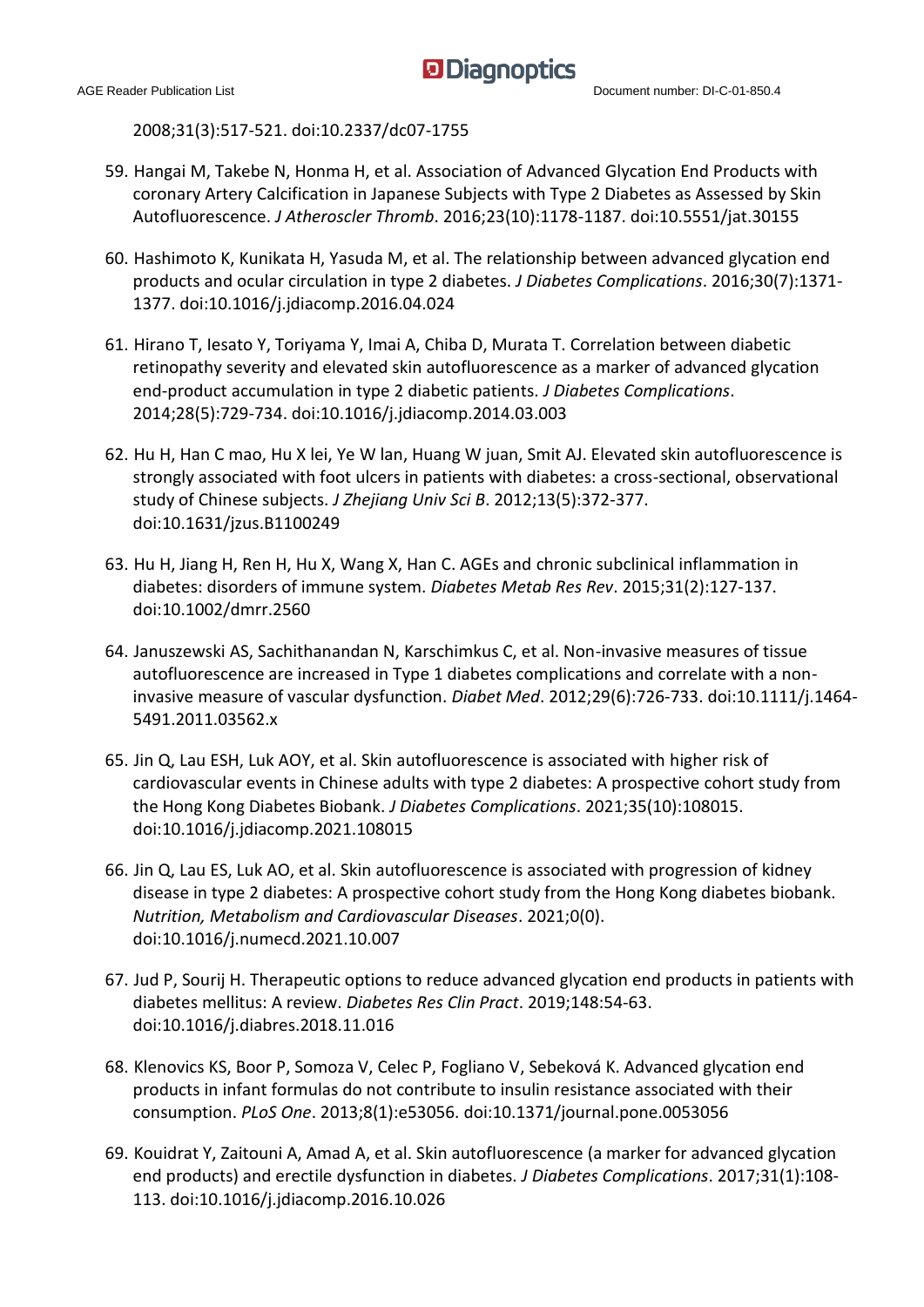2008;31(3):517-521. doi:10.2337/dc07-1755

59. Hangai M, Takebe N, Honma H, et al. Association of Advanced Glycation End Products with coronary Artery Calcification in Japanese Subjects with Type 2 Diabetes as Assessed by Skin Autofluorescence. *J Atheroscler Thromb*. 2016;23(10):1178-1187. doi:10.5551/jat.30155

60. Hashimoto K, Kunikata H, Yasuda M, et al. The relationship between advanced glycation end products and ocular circulation in type 2 diabetes. *J Diabetes Complications*. 2016;30(7):1371-1377. doi:10.1016/j.jdiacomp.2016.04.024

61. Hirano T, Iesato Y, Toriyama Y, Imai A, Chiba D, Murata T. Correlation between diabetic retinopathy severity and elevated skin autofluorescence as a marker of advanced glycation end-product accumulation in type 2 diabetic patients. *J Diabetes Complications*. 2014;28(5):729-734. doi:10.1016/j.jdiacomp.2014.03.003

62. Hu H, Han C mao, Hu X lei, Ye W lan, Huang W juan, Smit AJ. Elevated skin autofluorescence is strongly associated with foot ulcers in patients with diabetes: a cross-sectional, observational study of Chinese subjects. *J Zhejiang Univ Sci B*. 2012;13(5):372-377. doi:10.1631/jzus.B1100249

63. Hu H, Jiang H, Ren H, Hu X, Wang X, Han C. AGEs and chronic subclinical inflammation in diabetes: disorders of immune system. *Diabetes Metab Res Rev*. 2015;31(2):127-137. doi:10.1002/dmrr.2560

64. Januszewski AS, Sachithanandan N, Karschimkus C, et al. Non-invasive measures of tissue autofluorescence are increased in Type 1 diabetes complications and correlate with a non-invasive measure of vascular dysfunction. *Diabet Med*. 2012;29(6):726-733. doi:10.1111/j.1464-5491.2011.03562.x

65. Jin Q, Lau ESH, Luk AOY, et al. Skin autofluorescence is associated with higher risk of cardiovascular events in Chinese adults with type 2 diabetes: A prospective cohort study from the Hong Kong Diabetes Biobank. *J Diabetes Complications*. 2021;35(10):108015. doi:10.1016/j.jdiacomp.2021.108015

66. Jin Q, Lau ES, Luk AO, et al. Skin autofluorescence is associated with progression of kidney disease in type 2 diabetes: A prospective cohort study from the Hong Kong diabetes biobank. *Nutrition, Metabolism and Cardiovascular Diseases*. 2021;0(0). doi:10.1016/j.numecd.2021.10.007

67. Jud P, Sourij H. Therapeutic options to reduce advanced glycation end products in patients with diabetes mellitus: A review. *Diabetes Res Clin Pract*. 2019;148:54-63. doi:10.1016/j.diabres.2018.11.016

68. Klenovics KS, Boor P, Somoza V, Celec P, Fogliano V, Sebeková K. Advanced glycation end products in infant formulas do not contribute to insulin resistance associated with their consumption. *PLoS One*. 2013;8(1):e53056. doi:10.1371/journal.pone.0053056

69. Kouidrat Y, Zaitouni A, Amad A, et al. Skin autofluorescence (a marker for advanced glycation end products) and erectile dysfunction in diabetes. *J Diabetes Complications*. 2017;31(1):108-113. doi:10.1016/j.jdiacomp.2016.10.026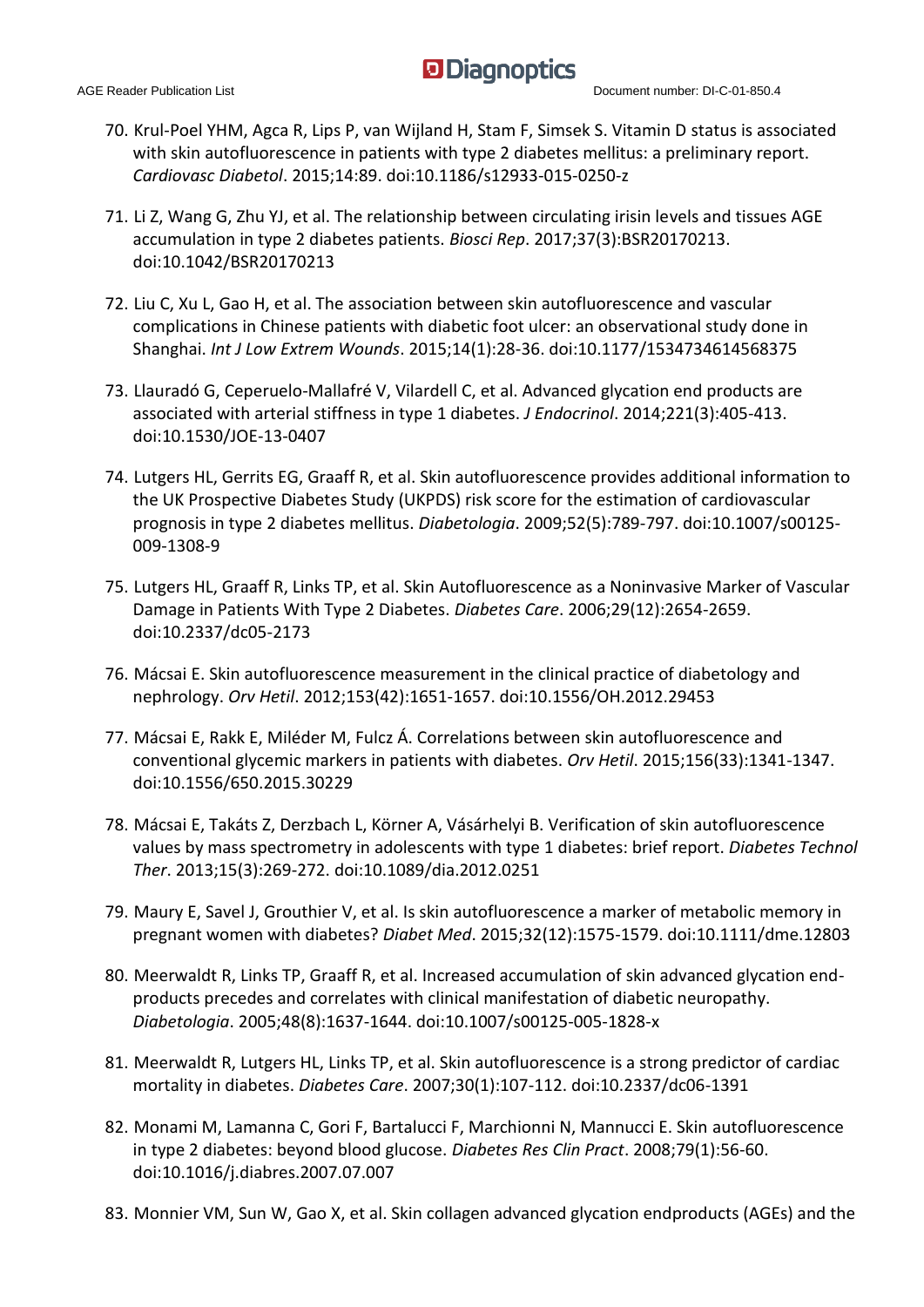70. Krul-Poel YHM, Agca R, Lips P, van Wijland H, Stam F, Simsek S. Vitamin D status is associated with skin autofluorescence in patients with type 2 diabetes mellitus: a preliminary report. *Cardiovasc Diabetol*. 2015;14:89. doi:10.1186/s12933-015-0250-z

71. Li Z, Wang G, Zhu YJ, et al. The relationship between circulating irisin levels and tissues AGE accumulation in type 2 diabetes patients. *Biosci Rep*. 2017;37(3):BSR20170213. doi:10.1042/BSR20170213

72. Liu C, Xu L, Gao H, et al. The association between skin autofluorescence and vascular complications in Chinese patients with diabetic foot ulcer: an observational study done in Shanghai. *Int J Low Extrem Wounds*. 2015;14(1):28-36. doi:10.1177/1534734614568375

73. Llauradó G, Ceperuelo-Mallafré V, Vilardell C, et al. Advanced glycation end products are associated with arterial stiffness in type 1 diabetes. *J Endocrinol*. 2014;221(3):405-413. doi:10.1530/JOE-13-0407

74. Lutgers HL, Gerrits EG, Graaff R, et al. Skin autofluorescence provides additional information to the UK Prospective Diabetes Study (UKPDS) risk score for the estimation of cardiovascular prognosis in type 2 diabetes mellitus. *Diabetologia*. 2009;52(5):789-797. doi:10.1007/s00125-009-1308-9

75. Lutgers HL, Graaff R, Links TP, et al. Skin Autofluorescence as a Noninvasive Marker of Vascular Damage in Patients With Type 2 Diabetes. *Diabetes Care*. 2006;29(12):2654-2659. doi:10.2337/dc05-2173

76. Mácsai E. Skin autofluorescence measurement in the clinical practice of diabetology and nephrology. *Orv Hetil*. 2012;153(42):1651-1657. doi:10.1556/OH.2012.29453

77. Mácsai E, Rakk E, Miléder M, Fulcz Á. Correlations between skin autofluorescence and conventional glycemic markers in patients with diabetes. *Orv Hetil*. 2015;156(33):1341-1347. doi:10.1556/650.2015.30229

78. Mácsai E, Takáts Z, Derzbach L, Körner A, Vásárhelyi B. Verification of skin autofluorescence values by mass spectrometry in adolescents with type 1 diabetes: brief report. *Diabetes Technol Ther*. 2013;15(3):269-272. doi:10.1089/dia.2012.0251

79. Maury E, Savel J, Grouthier V, et al. Is skin autofluorescence a marker of metabolic memory in pregnant women with diabetes? *Diabet Med*. 2015;32(12):1575-1579. doi:10.1111/dme.12803

80. Meerwaldt R, Links TP, Graaff R, et al. Increased accumulation of skin advanced glycation end-products precedes and correlates with clinical manifestation of diabetic neuropathy. *Diabetologia*. 2005;48(8):1637-1644. doi:10.1007/s00125-005-1828-x

81. Meerwaldt R, Lutgers HL, Links TP, et al. Skin autofluorescence is a strong predictor of cardiac mortality in diabetes. *Diabetes Care*. 2007;30(1):107-112. doi:10.2337/dc06-1391

82. Monami M, Lamanna C, Gori F, Bartalucci F, Marchionni N, Mannucci E. Skin autofluorescence in type 2 diabetes: beyond blood glucose. *Diabetes Res Clin Pract*. 2008;79(1):56-60. doi:10.1016/j.diabres.2007.07.007

83. Monnier VM, Sun W, Gao X, et al. Skin collagen advanced glycation endproducts (AGEs) and the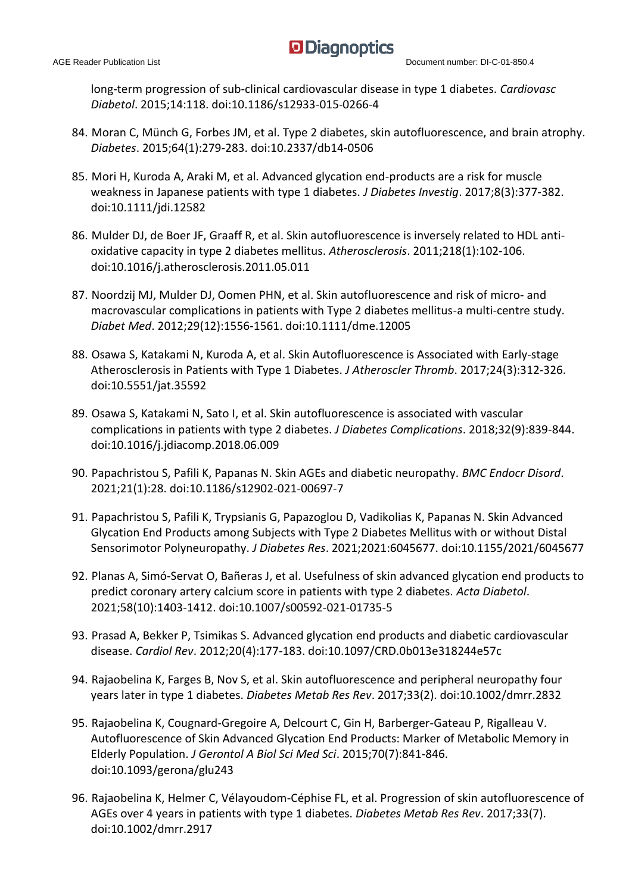long-term progression of sub-clinical cardiovascular disease in type 1 diabetes. *Cardiovasc Diabetol*. 2015;14:118. doi:10.1186/s12933-015-0266-4

84. Moran C, Münch G, Forbes JM, et al. Type 2 diabetes, skin autofluorescence, and brain atrophy. *Diabetes*. 2015;64(1):279-283. doi:10.2337/db14-0506
85. Mori H, Kuroda A, Araki M, et al. Advanced glycation end-products are a risk for muscle weakness in Japanese patients with type 1 diabetes. *J Diabetes Investig*. 2017;8(3):377-382. doi:10.1111/jdi.12582
86. Mulder DJ, de Boer JF, Graaff R, et al. Skin autofluorescence is inversely related to HDL anti-oxidative capacity in type 2 diabetes mellitus. *Atherosclerosis*. 2011;218(1):102-106. doi:10.1016/j.atherosclerosis.2011.05.011
87. Noordzij MJ, Mulder DJ, Oomen PHN, et al. Skin autofluorescence and risk of micro- and macrovascular complications in patients with Type 2 diabetes mellitus-a multi-centre study. *Diabet Med*. 2012;29(12):1556-1561. doi:10.1111/dme.12005
88. Osawa S, Katakami N, Kuroda A, et al. Skin Autofluorescence is Associated with Early-stage Atherosclerosis in Patients with Type 1 Diabetes. *J Atheroscler Thromb*. 2017;24(3):312-326. doi:10.5551/jat.35592
89. Osawa S, Katakami N, Sato I, et al. Skin autofluorescence is associated with vascular complications in patients with type 2 diabetes. *J Diabetes Complications*. 2018;32(9):839-844. doi:10.1016/j.jdiacomp.2018.06.009
90. Papachristou S, Pafili K, Papanas N. Skin AGEs and diabetic neuropathy. *BMC Endocr Disord*. 2021;21(1):28. doi:10.1186/s12902-021-00697-7
91. Papachristou S, Pafili K, Trypsianis G, Papazoglou D, Vadikolias K, Papanas N. Skin Advanced Glycation End Products among Subjects with Type 2 Diabetes Mellitus with or without Distal Sensorimotor Polyneuropathy. *J Diabetes Res*. 2021;2021:6045677. doi:10.1155/2021/6045677
92. Planas A, Simó-Servat O, Bañeras J, et al. Usefulness of skin advanced glycation end products to predict coronary artery calcium score in patients with type 2 diabetes. *Acta Diabetol*. 2021;58(10):1403-1412. doi:10.1007/s00592-021-01735-5
93. Prasad A, Bekker P, Tsimikas S. Advanced glycation end products and diabetic cardiovascular disease. *Cardiol Rev*. 2012;20(4):177-183. doi:10.1097/CRD.0b013e318244e57c
94. Rajaobelina K, Farges B, Nov S, et al. Skin autofluorescence and peripheral neuropathy four years later in type 1 diabetes. *Diabetes Metab Res Rev*. 2017;33(2). doi:10.1002/dmrr.2832
95. Rajaobelina K, Cougnard-Gregoire A, Delcourt C, Gin H, Barberger-Gateau P, Rigalleau V. Autofluorescence of Skin Advanced Glycation End Products: Marker of Metabolic Memory in Elderly Population. *J Gerontol A Biol Sci Med Sci*. 2015;70(7):841-846. doi:10.1093/gerona/glu243
96. Rajaobelina K, Helmer C, Vélayoudom-Céphise FL, et al. Progression of skin autofluorescence of AGEs over 4 years in patients with type 1 diabetes. *Diabetes Metab Res Rev*. 2017;33(7). doi:10.1002/dmrr.2917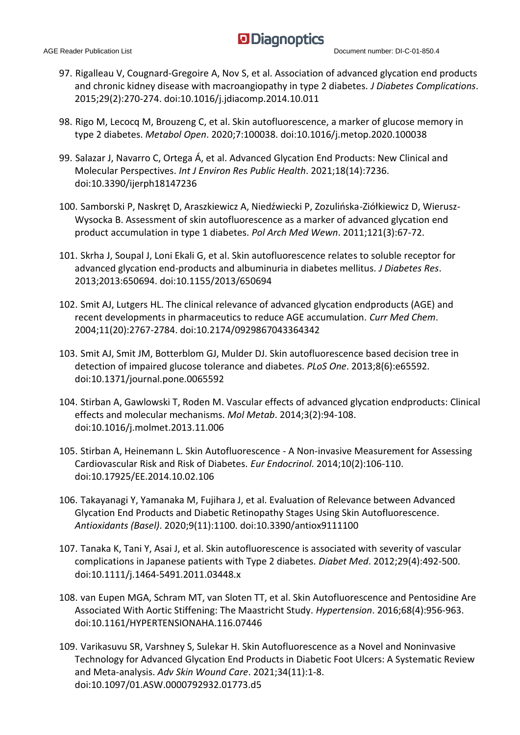97. Rigalleau V, Cougnard-Gregoire A, Nov S, et al. Association of advanced glycation end products and chronic kidney disease with macroangiopathy in type 2 diabetes. *J Diabetes Complications*. 2015;29(2):270-274. doi:10.1016/j.jdiacomp.2014.10.011

98. Rigo M, Lecocq M, Brouzeng C, et al. Skin autofluorescence, a marker of glucose memory in type 2 diabetes. *Metabol Open*. 2020;7:100038. doi:10.1016/j.metop.2020.100038

99. Salazar J, Navarro C, Ortega Á, et al. Advanced Glycation End Products: New Clinical and Molecular Perspectives. *Int J Environ Res Public Health*. 2021;18(14):7236. doi:10.3390/ijerph18147236

100. Samborski P, Naskręt D, Araszkiewicz A, Niedźwiecki P, Zozulińska-Ziółkiewicz D, Wierusz-Wysocka B. Assessment of skin autofluorescence as a marker of advanced glycation end product accumulation in type 1 diabetes. *Pol Arch Med Wewn*. 2011;121(3):67-72.

101. Skrha J, Soupal J, Loni Ekali G, et al. Skin autofluorescence relates to soluble receptor for advanced glycation end-products and albuminuria in diabetes mellitus. *J Diabetes Res*. 2013;2013:650694. doi:10.1155/2013/650694

102. Smit AJ, Lutgers HL. The clinical relevance of advanced glycation endproducts (AGE) and recent developments in pharmaceutics to reduce AGE accumulation. *Curr Med Chem*. 2004;11(20):2767-2784. doi:10.2174/0929867043364342

103. Smit AJ, Smit JM, Botterblom GJ, Mulder DJ. Skin autofluorescence based decision tree in detection of impaired glucose tolerance and diabetes. *PLoS One*. 2013;8(6):e65592. doi:10.1371/journal.pone.0065592

104. Stirban A, Gawlowski T, Roden M. Vascular effects of advanced glycation endproducts: Clinical effects and molecular mechanisms. *Mol Metab*. 2014;3(2):94-108. doi:10.1016/j.molmet.2013.11.006

105. Stirban A, Heinemann L. Skin Autofluorescence - A Non-invasive Measurement for Assessing Cardiovascular Risk and Risk of Diabetes. *Eur Endocrinol*. 2014;10(2):106-110. doi:10.17925/EE.2014.10.02.106

106. Takayanagi Y, Yamanaka M, Fujihara J, et al. Evaluation of Relevance between Advanced Glycation End Products and Diabetic Retinopathy Stages Using Skin Autofluorescence. *Antioxidants (Basel)*. 2020;9(11):1100. doi:10.3390/antiox9111100

107. Tanaka K, Tani Y, Asai J, et al. Skin autofluorescence is associated with severity of vascular complications in Japanese patients with Type 2 diabetes. *Diabet Med*. 2012;29(4):492-500. doi:10.1111/j.1464-5491.2011.03448.x

108. van Eupen MGA, Schram MT, van Sloten TT, et al. Skin Autofluorescence and Pentosidine Are Associated With Aortic Stiffening: The Maastricht Study. *Hypertension*. 2016;68(4):956-963. doi:10.1161/HYPERTENSIONAHA.116.07446

109. Varikasuvu SR, Varshney S, Sulekar H. Skin Autofluorescence as a Novel and Noninvasive Technology for Advanced Glycation End Products in Diabetic Foot Ulcers: A Systematic Review and Meta-analysis. *Adv Skin Wound Care*. 2021;34(11):1-8. doi:10.1097/01.ASW.0000792932.01773.d5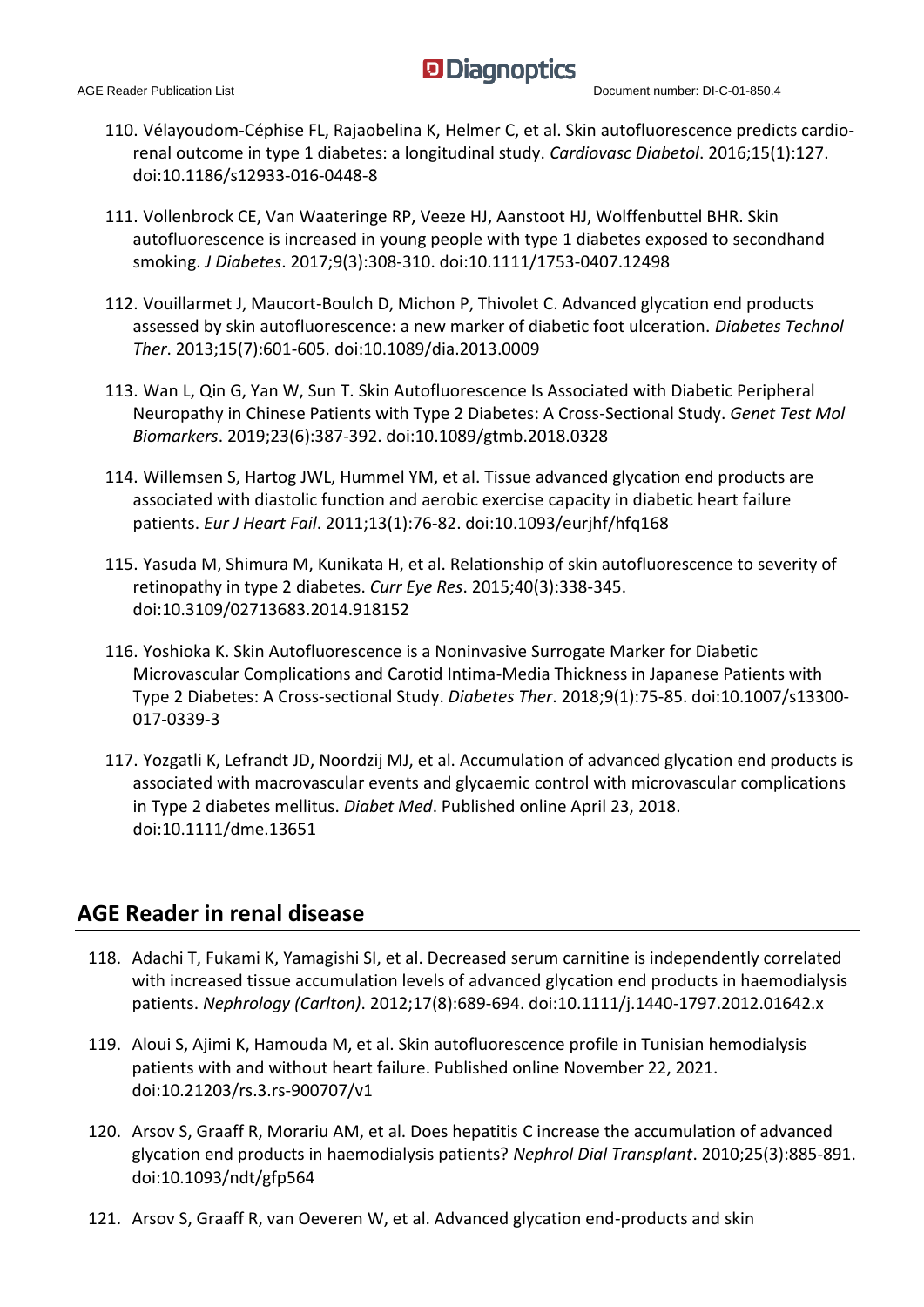110. Vélayoudom-Céphise FL, Rajaobelina K, Helmer C, et al. Skin autofluorescence predicts cardio-renal outcome in type 1 diabetes: a longitudinal study. *Cardiovasc Diabetol*. 2016;15(1):127. doi:10.1186/s12933-016-0448-8

111. Vollenbrock CE, Van Waateringe RP, Veeze HJ, Aanstoot HJ, Wolffenbuttel BHR. Skin autofluorescence is increased in young people with type 1 diabetes exposed to secondhand smoking. *J Diabetes*. 2017;9(3):308-310. doi:10.1111/1753-0407.12498

112. Vouillarmet J, Maucort-Boulch D, Michon P, Thivolet C. Advanced glycation end products assessed by skin autofluorescence: a new marker of diabetic foot ulceration. *Diabetes Technol Ther*. 2013;15(7):601-605. doi:10.1089/dia.2013.0009

113. Wan L, Qin G, Yan W, Sun T. Skin Autofluorescence Is Associated with Diabetic Peripheral Neuropathy in Chinese Patients with Type 2 Diabetes: A Cross-Sectional Study. *Genet Test Mol Biomarkers*. 2019;23(6):387-392. doi:10.1089/gtmb.2018.0328

114. Willemsen S, Hartog JWL, Hummel YM, et al. Tissue advanced glycation end products are associated with diastolic function and aerobic exercise capacity in diabetic heart failure patients. *Eur J Heart Fail*. 2011;13(1):76-82. doi:10.1093/eurjhf/hfq168

115. Yasuda M, Shimura M, Kunikata H, et al. Relationship of skin autofluorescence to severity of retinopathy in type 2 diabetes. *Curr Eye Res*. 2015;40(3):338-345. doi:10.3109/02713683.2014.918152

116. Yoshioka K. Skin Autofluorescence is a Noninvasive Surrogate Marker for Diabetic Microvascular Complications and Carotid Intima-Media Thickness in Japanese Patients with Type 2 Diabetes: A Cross-sectional Study. *Diabetes Ther*. 2018;9(1):75-85. doi:10.1007/s13300-017-0339-3

117. Yozgatli K, Lefrandt JD, Noordzij MJ, et al. Accumulation of advanced glycation end products is associated with macrovascular events and glycaemic control with microvascular complications in Type 2 diabetes mellitus. *Diabet Med*. Published online April 23, 2018. doi:10.1111/dme.13651

## AGE Reader in renal disease

118. Adachi T, Fukami K, Yamagishi SI, et al. Decreased serum carnitine is independently correlated with increased tissue accumulation levels of advanced glycation end products in haemodialysis patients. *Nephrology (Carlton)*. 2012;17(8):689-694. doi:10.1111/j.1440-1797.2012.01642.x

119. Aloui S, Ajimi K, Hamouda M, et al. Skin autofluorescence profile in Tunisian hemodialysis patients with and without heart failure. Published online November 22, 2021. doi:10.21203/rs.3.rs-900707/v1

120. Arsov S, Graaff R, Morariu AM, et al. Does hepatitis C increase the accumulation of advanced glycation end products in haemodialysis patients? *Nephrol Dial Transplant*. 2010;25(3):885-891. doi:10.1093/ndt/gfp564

121. Arsov S, Graaff R, van Oeveren W, et al. Advanced glycation end-products and skin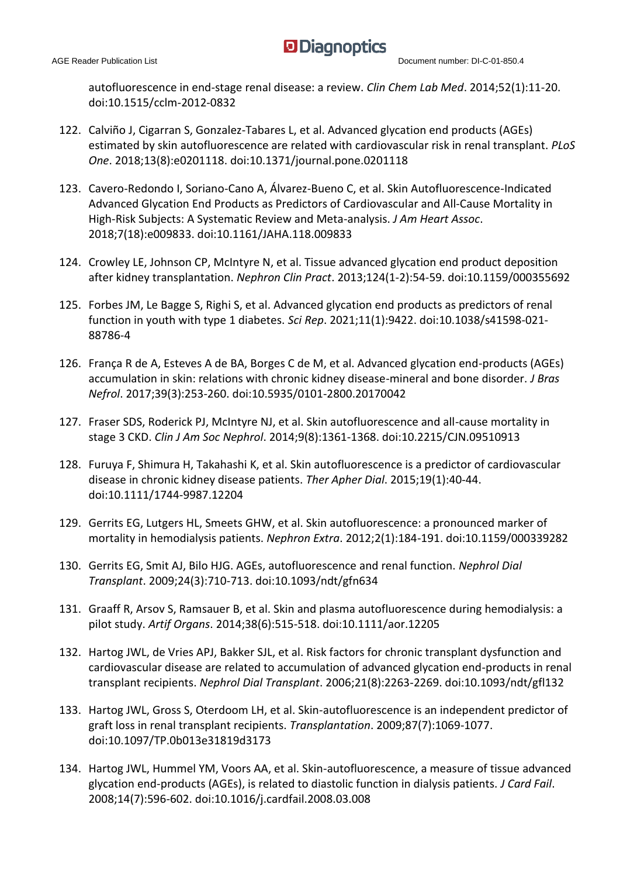autofluorescence in end-stage renal disease: a review. *Clin Chem Lab Med*. 2014;52(1):11-20. doi:10.1515/cclm-2012-0832

122. Calviño J, Cigarran S, Gonzalez-Tabares L, et al. Advanced glycation end products (AGEs) estimated by skin autofluorescence are related with cardiovascular risk in renal transplant. *PLoS One*. 2018;13(8):e0201118. doi:10.1371/journal.pone.0201118
123. Cavero-Redondo I, Soriano-Cano A, Álvarez-Bueno C, et al. Skin Autofluorescence-Indicated Advanced Glycation End Products as Predictors of Cardiovascular and All-Cause Mortality in High-Risk Subjects: A Systematic Review and Meta-analysis. *J Am Heart Assoc*. 2018;7(18):e009833. doi:10.1161/JAHA.118.009833
124. Crowley LE, Johnson CP, McIntyre N, et al. Tissue advanced glycation end product deposition after kidney transplantation. *Nephron Clin Pract*. 2013;124(1-2):54-59. doi:10.1159/000355692
125. Forbes JM, Le Bagge S, Righi S, et al. Advanced glycation end products as predictors of renal function in youth with type 1 diabetes. *Sci Rep*. 2021;11(1):9422. doi:10.1038/s41598-021-88786-4
126. França R de A, Esteves A de BA, Borges C de M, et al. Advanced glycation end-products (AGEs) accumulation in skin: relations with chronic kidney disease-mineral and bone disorder. *J Bras Nefrol*. 2017;39(3):253-260. doi:10.5935/0101-2800.20170042
127. Fraser SDS, Roderick PJ, McIntyre NJ, et al. Skin autofluorescence and all-cause mortality in stage 3 CKD. *Clin J Am Soc Nephrol*. 2014;9(8):1361-1368. doi:10.2215/CJN.09510913
128. Furuya F, Shimura H, Takahashi K, et al. Skin autofluorescence is a predictor of cardiovascular disease in chronic kidney disease patients. *Ther Apher Dial*. 2015;19(1):40-44. doi:10.1111/1744-9987.12204
129. Gerrits EG, Lutgers HL, Smeets GHW, et al. Skin autofluorescence: a pronounced marker of mortality in hemodialysis patients. *Nephron Extra*. 2012;2(1):184-191. doi:10.1159/000339282
130. Gerrits EG, Smit AJ, Bilo HJG. AGEs, autofluorescence and renal function. *Nephrol Dial Transplant*. 2009;24(3):710-713. doi:10.1093/ndt/gfn634
131. Graaff R, Arsov S, Ramsauer B, et al. Skin and plasma autofluorescence during hemodialysis: a pilot study. *Artif Organs*. 2014;38(6):515-518. doi:10.1111/aor.12205
132. Hartog JWL, de Vries APJ, Bakker SJL, et al. Risk factors for chronic transplant dysfunction and cardiovascular disease are related to accumulation of advanced glycation end-products in renal transplant recipients. *Nephrol Dial Transplant*. 2006;21(8):2263-2269. doi:10.1093/ndt/gfl132
133. Hartog JWL, Gross S, Oterdoom LH, et al. Skin-autofluorescence is an independent predictor of graft loss in renal transplant recipients. *Transplantation*. 2009;87(7):1069-1077. doi:10.1097/TP.0b013e31819d3173
134. Hartog JWL, Hummel YM, Voors AA, et al. Skin-autofluorescence, a measure of tissue advanced glycation end-products (AGEs), is related to diastolic function in dialysis patients. *J Card Fail*. 2008;14(7):596-602. doi:10.1016/j.cardfail.2008.03.008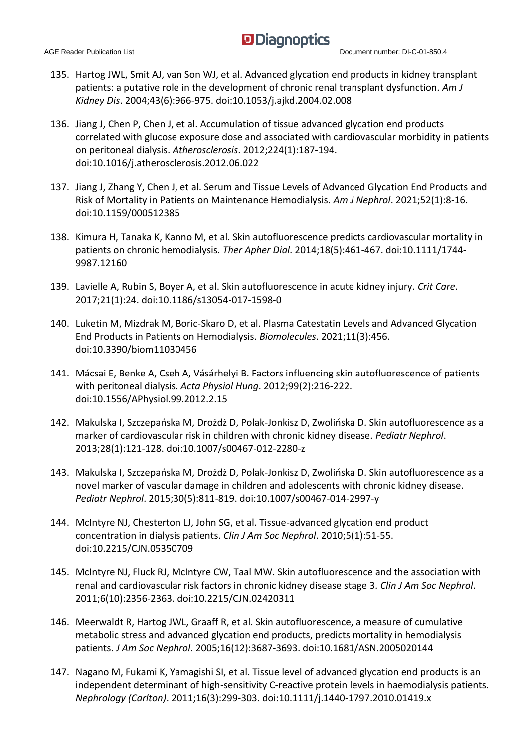135. Hartog JWL, Smit AJ, van Son WJ, et al. Advanced glycation end products in kidney transplant patients: a putative role in the development of chronic renal transplant dysfunction. *Am J Kidney Dis*. 2004;43(6):966-975. doi:10.1053/j.ajkd.2004.02.008

136. Jiang J, Chen P, Chen J, et al. Accumulation of tissue advanced glycation end products correlated with glucose exposure dose and associated with cardiovascular morbidity in patients on peritoneal dialysis. *Atherosclerosis*. 2012;224(1):187-194. doi:10.1016/j.atherosclerosis.2012.06.022

137. Jiang J, Zhang Y, Chen J, et al. Serum and Tissue Levels of Advanced Glycation End Products and Risk of Mortality in Patients on Maintenance Hemodialysis. *Am J Nephrol*. 2021;52(1):8-16. doi:10.1159/000512385

138. Kimura H, Tanaka K, Kanno M, et al. Skin autofluorescence predicts cardiovascular mortality in patients on chronic hemodialysis. *Ther Apher Dial*. 2014;18(5):461-467. doi:10.1111/1744-9987.12160

139. Lavielle A, Rubin S, Boyer A, et al. Skin autofluorescence in acute kidney injury. *Crit Care*. 2017;21(1):24. doi:10.1186/s13054-017-1598-0

140. Luketin M, Mizdrak M, Boric-Skaro D, et al. Plasma Catestatin Levels and Advanced Glycation End Products in Patients on Hemodialysis. *Biomolecules*. 2021;11(3):456. doi:10.3390/biom11030456

141. Mácsai E, Benke A, Cseh A, Vásárhelyi B. Factors influencing skin autofluorescence of patients with peritoneal dialysis. *Acta Physiol Hung*. 2012;99(2):216-222. doi:10.1556/APhysiol.99.2012.2.15

142. Makulska I, Szczepańska M, Drożdż D, Polak-Jonkisz D, Zwolińska D. Skin autofluorescence as a marker of cardiovascular risk in children with chronic kidney disease. *Pediatr Nephrol*. 2013;28(1):121-128. doi:10.1007/s00467-012-2280-z

143. Makulska I, Szczepańska M, Drożdż D, Polak-Jonkisz D, Zwolińska D. Skin autofluorescence as a novel marker of vascular damage in children and adolescents with chronic kidney disease. *Pediatr Nephrol*. 2015;30(5):811-819. doi:10.1007/s00467-014-2997-y

144. McIntyre NJ, Chesterton LJ, John SG, et al. Tissue-advanced glycation end product concentration in dialysis patients. *Clin J Am Soc Nephrol*. 2010;5(1):51-55. doi:10.2215/CJN.05350709

145. McIntyre NJ, Fluck RJ, McIntyre CW, Taal MW. Skin autofluorescence and the association with renal and cardiovascular risk factors in chronic kidney disease stage 3. *Clin J Am Soc Nephrol*. 2011;6(10):2356-2363. doi:10.2215/CJN.02420311

146. Meerwaldt R, Hartog JWL, Graaff R, et al. Skin autofluorescence, a measure of cumulative metabolic stress and advanced glycation end products, predicts mortality in hemodialysis patients. *J Am Soc Nephrol*. 2005;16(12):3687-3693. doi:10.1681/ASN.2005020144

147. Nagano M, Fukami K, Yamagishi SI, et al. Tissue level of advanced glycation end products is an independent determinant of high-sensitivity C-reactive protein levels in haemodialysis patients. *Nephrology (Carlton)*. 2011;16(3):299-303. doi:10.1111/j.1440-1797.2010.01419.x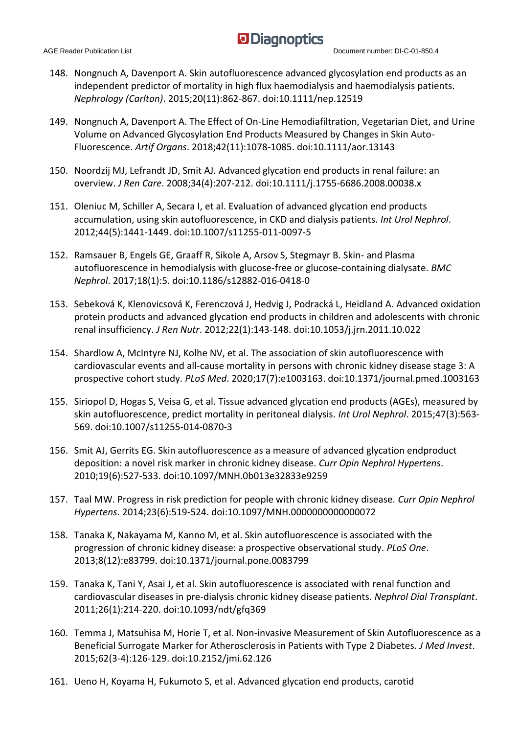148. Nongnuch A, Davenport A. Skin autofluorescence advanced glycosylation end products as an independent predictor of mortality in high flux haemodialysis and haemodialysis patients. *Nephrology (Carlton)*. 2015;20(11):862-867. doi:10.1111/nep.12519

149. Nongnuch A, Davenport A. The Effect of On-Line Hemodiafiltration, Vegetarian Diet, and Urine Volume on Advanced Glycosylation End Products Measured by Changes in Skin Auto-Fluorescence. *Artif Organs*. 2018;42(11):1078-1085. doi:10.1111/aor.13143

150. Noordzij MJ, Lefrandt JD, Smit AJ. Advanced glycation end products in renal failure: an overview. *J Ren Care*. 2008;34(4):207-212. doi:10.1111/j.1755-6686.2008.00038.x

151. Oleniuc M, Schiller A, Secara I, et al. Evaluation of advanced glycation end products accumulation, using skin autofluorescence, in CKD and dialysis patients. *Int Urol Nephrol*. 2012;44(5):1441-1449. doi:10.1007/s11255-011-0097-5

152. Ramsauer B, Engels GE, Graaff R, Sikole A, Arsov S, Stegmayr B. Skin- and Plasma autofluorescence in hemodialysis with glucose-free or glucose-containing dialysate. *BMC Nephrol*. 2017;18(1):5. doi:10.1186/s12882-016-0418-0

153. Sebeková K, Klenovicsová K, Ferenczová J, Hedvig J, Podracká L, Heidland A. Advanced oxidation protein products and advanced glycation end products in children and adolescents with chronic renal insufficiency. *J Ren Nutr*. 2012;22(1):143-148. doi:10.1053/j.jrn.2011.10.022

154. Shardlow A, McIntyre NJ, Kolhe NV, et al. The association of skin autofluorescence with cardiovascular events and all-cause mortality in persons with chronic kidney disease stage 3: A prospective cohort study. *PLoS Med*. 2020;17(7):e1003163. doi:10.1371/journal.pmed.1003163

155. Siriopol D, Hogas S, Veisa G, et al. Tissue advanced glycation end products (AGEs), measured by skin autofluorescence, predict mortality in peritoneal dialysis. *Int Urol Nephrol*. 2015;47(3):563-569. doi:10.1007/s11255-014-0870-3

156. Smit AJ, Gerrits EG. Skin autofluorescence as a measure of advanced glycation endproduct deposition: a novel risk marker in chronic kidney disease. *Curr Opin Nephrol Hypertens*. 2010;19(6):527-533. doi:10.1097/MNH.0b013e32833e9259

157. Taal MW. Progress in risk prediction for people with chronic kidney disease. *Curr Opin Nephrol Hypertens*. 2014;23(6):519-524. doi:10.1097/MNH.0000000000000072

158. Tanaka K, Nakayama M, Kanno M, et al. Skin autofluorescence is associated with the progression of chronic kidney disease: a prospective observational study. *PLoS One*. 2013;8(12):e83799. doi:10.1371/journal.pone.0083799

159. Tanaka K, Tani Y, Asai J, et al. Skin autofluorescence is associated with renal function and cardiovascular diseases in pre-dialysis chronic kidney disease patients. *Nephrol Dial Transplant*. 2011;26(1):214-220. doi:10.1093/ndt/gfq369

160. Temma J, Matsuhisa M, Horie T, et al. Non-invasive Measurement of Skin Autofluorescence as a Beneficial Surrogate Marker for Atherosclerosis in Patients with Type 2 Diabetes. *J Med Invest*. 2015;62(3-4):126-129. doi:10.2152/jmi.62.126

161. Ueno H, Koyama H, Fukumoto S, et al. Advanced glycation end products, carotid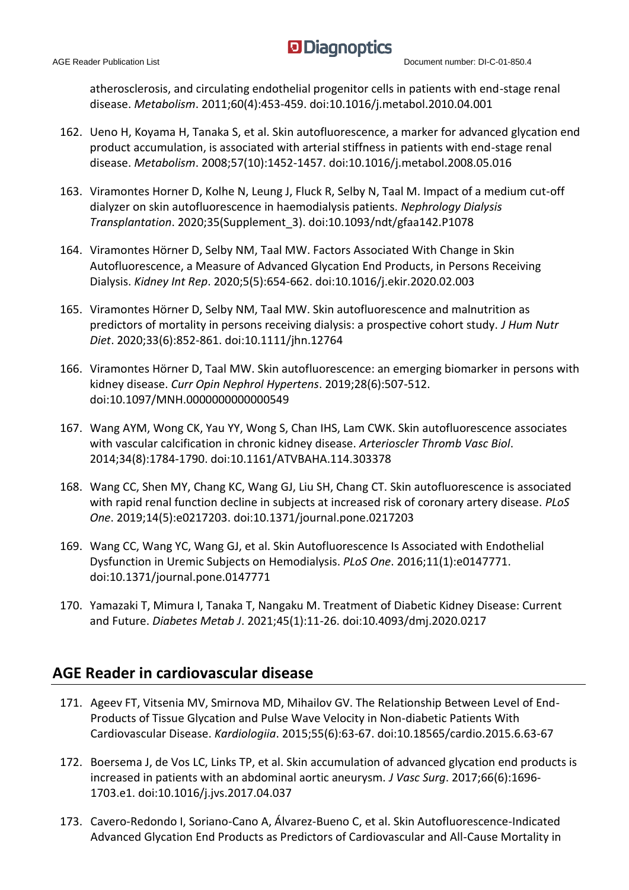atherosclerosis, and circulating endothelial progenitor cells in patients with end-stage renal disease. *Metabolism*. 2011;60(4):453-459. doi:10.1016/j.metabol.2010.04.001

162. Ueno H, Koyama H, Tanaka S, et al. Skin autofluorescence, a marker for advanced glycation end product accumulation, is associated with arterial stiffness in patients with end-stage renal disease. *Metabolism*. 2008;57(10):1452-1457. doi:10.1016/j.metabol.2008.05.016

163. Viramontes Horner D, Kolhe N, Leung J, Fluck R, Selby N, Taal M. Impact of a medium cut-off dialyzer on skin autofluorescence in haemodialysis patients. *Nephrology Dialysis Transplantation*. 2020;35(Supplement_3). doi:10.1093/ndt/gfaa142.P1078

164. Viramontes Hörner D, Selby NM, Taal MW. Factors Associated With Change in Skin Autofluorescence, a Measure of Advanced Glycation End Products, in Persons Receiving Dialysis. *Kidney Int Rep*. 2020;5(5):654-662. doi:10.1016/j.ekir.2020.02.003

165. Viramontes Hörner D, Selby NM, Taal MW. Skin autofluorescence and malnutrition as predictors of mortality in persons receiving dialysis: a prospective cohort study. *J Hum Nutr Diet*. 2020;33(6):852-861. doi:10.1111/jhn.12764

166. Viramontes Hörner D, Taal MW. Skin autofluorescence: an emerging biomarker in persons with kidney disease. *Curr Opin Nephrol Hypertens*. 2019;28(6):507-512. doi:10.1097/MNH.0000000000000549

167. Wang AYM, Wong CK, Yau YY, Wong S, Chan IHS, Lam CWK. Skin autofluorescence associates with vascular calcification in chronic kidney disease. *Arterioscler Thromb Vasc Biol*. 2014;34(8):1784-1790. doi:10.1161/ATVBAHA.114.303378

168. Wang CC, Shen MY, Chang KC, Wang GJ, Liu SH, Chang CT. Skin autofluorescence is associated with rapid renal function decline in subjects at increased risk of coronary artery disease. *PLoS One*. 2019;14(5):e0217203. doi:10.1371/journal.pone.0217203

169. Wang CC, Wang YC, Wang GJ, et al. Skin Autofluorescence Is Associated with Endothelial Dysfunction in Uremic Subjects on Hemodialysis. *PLoS One*. 2016;11(1):e0147771. doi:10.1371/journal.pone.0147771

170. Yamazaki T, Mimura I, Tanaka T, Nangaku M. Treatment of Diabetic Kidney Disease: Current and Future. *Diabetes Metab J*. 2021;45(1):11-26. doi:10.4093/dmj.2020.0217

## AGE Reader in cardiovascular disease

171. Ageev FT, Vitsenia MV, Smirnova MD, Mihailov GV. The Relationship Between Level of End-Products of Tissue Glycation and Pulse Wave Velocity in Non-diabetic Patients With Cardiovascular Disease. *Kardiologiia*. 2015;55(6):63-67. doi:10.18565/cardio.2015.6.63-67

172. Boersema J, de Vos LC, Links TP, et al. Skin accumulation of advanced glycation end products is increased in patients with an abdominal aortic aneurysm. *J Vasc Surg*. 2017;66(6):1696-1703.e1. doi:10.1016/j.jvs.2017.04.037

173. Cavero-Redondo I, Soriano-Cano A, Álvarez-Bueno C, et al. Skin Autofluorescence-Indicated Advanced Glycation End Products as Predictors of Cardiovascular and All-Cause Mortality in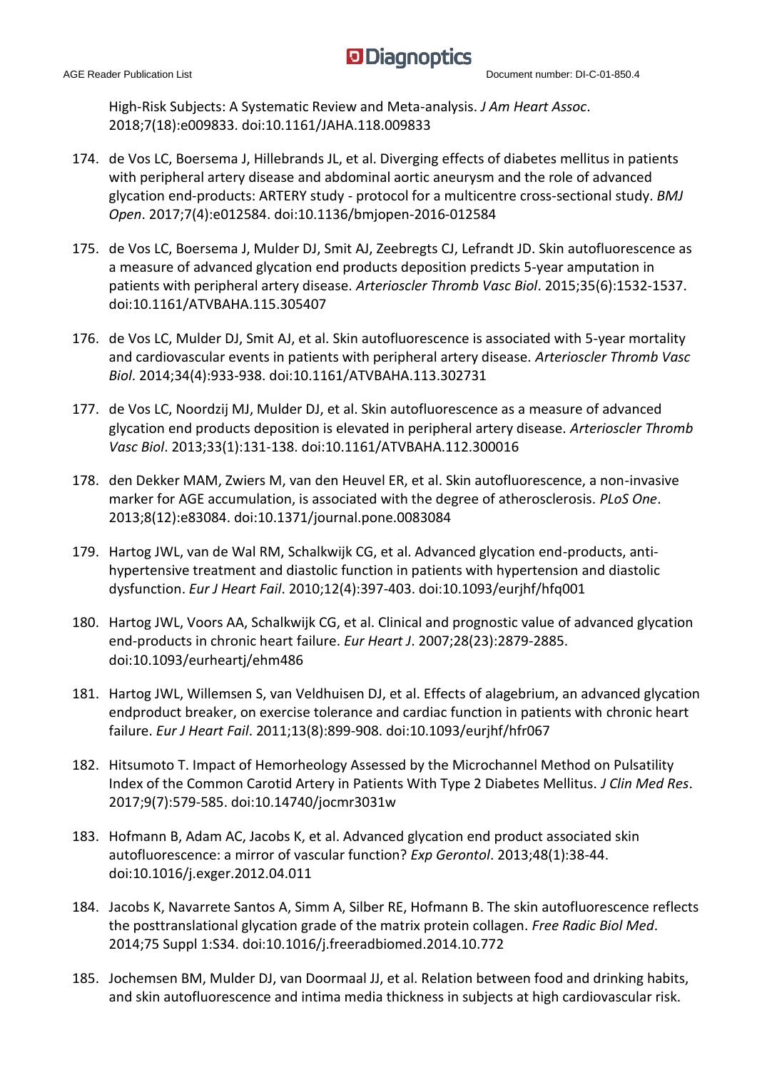High-Risk Subjects: A Systematic Review and Meta-analysis. *J Am Heart Assoc*. 2018;7(18):e009833. doi:10.1161/JAHA.118.009833

174. de Vos LC, Boersema J, Hillebrands JL, et al. Diverging effects of diabetes mellitus in patients with peripheral artery disease and abdominal aortic aneurysm and the role of advanced glycation end-products: ARTERY study - protocol for a multicentre cross-sectional study. *BMJ Open*. 2017;7(4):e012584. doi:10.1136/bmjopen-2016-012584
175. de Vos LC, Boersema J, Mulder DJ, Smit AJ, Zeebregts CJ, Lefrandt JD. Skin autofluorescence as a measure of advanced glycation end products deposition predicts 5-year amputation in patients with peripheral artery disease. *Arterioscler Thromb Vasc Biol*. 2015;35(6):1532-1537. doi:10.1161/ATVBAHA.115.305407
176. de Vos LC, Mulder DJ, Smit AJ, et al. Skin autofluorescence is associated with 5-year mortality and cardiovascular events in patients with peripheral artery disease. *Arterioscler Thromb Vasc Biol*. 2014;34(4):933-938. doi:10.1161/ATVBAHA.113.302731
177. de Vos LC, Noordzij MJ, Mulder DJ, et al. Skin autofluorescence as a measure of advanced glycation end products deposition is elevated in peripheral artery disease. *Arterioscler Thromb Vasc Biol*. 2013;33(1):131-138. doi:10.1161/ATVBAHA.112.300016
178. den Dekker MAM, Zwiers M, van den Heuvel ER, et al. Skin autofluorescence, a non-invasive marker for AGE accumulation, is associated with the degree of atherosclerosis. *PLoS One*. 2013;8(12):e83084. doi:10.1371/journal.pone.0083084
179. Hartog JWL, van de Wal RM, Schalkwijk CG, et al. Advanced glycation end-products, anti-hypertensive treatment and diastolic function in patients with hypertension and diastolic dysfunction. *Eur J Heart Fail*. 2010;12(4):397-403. doi:10.1093/eurjhf/hfq001
180. Hartog JWL, Voors AA, Schalkwijk CG, et al. Clinical and prognostic value of advanced glycation end-products in chronic heart failure. *Eur Heart J*. 2007;28(23):2879-2885. doi:10.1093/eurheartj/ehm486
181. Hartog JWL, Willemsen S, van Veldhuisen DJ, et al. Effects of alagebrium, an advanced glycation endproduct breaker, on exercise tolerance and cardiac function in patients with chronic heart failure. *Eur J Heart Fail*. 2011;13(8):899-908. doi:10.1093/eurjhf/hfr067
182. Hitsumoto T. Impact of Hemorheology Assessed by the Microchannel Method on Pulsatility Index of the Common Carotid Artery in Patients With Type 2 Diabetes Mellitus. *J Clin Med Res*. 2017;9(7):579-585. doi:10.14740/jocmr3031w
183. Hofmann B, Adam AC, Jacobs K, et al. Advanced glycation end product associated skin autofluorescence: a mirror of vascular function? *Exp Gerontol*. 2013;48(1):38-44. doi:10.1016/j.exger.2012.04.011
184. Jacobs K, Navarrete Santos A, Simm A, Silber RE, Hofmann B. The skin autofluorescence reflects the posttranslational glycation grade of the matrix protein collagen. *Free Radic Biol Med*. 2014;75 Suppl 1:S34. doi:10.1016/j.freeradbiomed.2014.10.772
185. Jochemsen BM, Mulder DJ, van Doormaal JJ, et al. Relation between food and drinking habits, and skin autofluorescence and intima media thickness in subjects at high cardiovascular risk.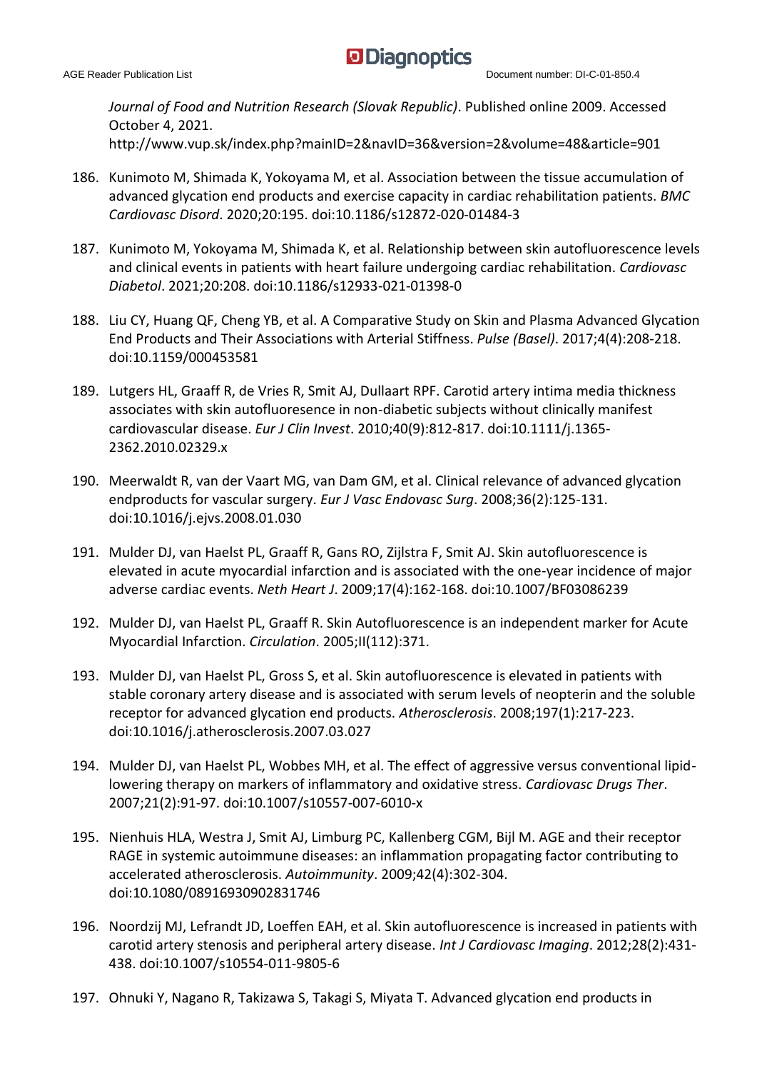*Journal of Food and Nutrition Research (Slovak Republic)*. Published online 2009. Accessed October 4, 2021. http://www.vup.sk/index.php?mainID=2&navID=36&version=2&volume=48&article=901

186. Kunimoto M, Shimada K, Yokoyama M, et al. Association between the tissue accumulation of advanced glycation end products and exercise capacity in cardiac rehabilitation patients. *BMC Cardiovasc Disord*. 2020;20:195. doi:10.1186/s12872-020-01484-3

187. Kunimoto M, Yokoyama M, Shimada K, et al. Relationship between skin autofluorescence levels and clinical events in patients with heart failure undergoing cardiac rehabilitation. *Cardiovasc Diabetol*. 2021;20:208. doi:10.1186/s12933-021-01398-0

188. Liu CY, Huang QF, Cheng YB, et al. A Comparative Study on Skin and Plasma Advanced Glycation End Products and Their Associations with Arterial Stiffness. *Pulse (Basel)*. 2017;4(4):208-218. doi:10.1159/000453581

189. Lutgers HL, Graaff R, de Vries R, Smit AJ, Dullaart RPF. Carotid artery intima media thickness associates with skin autofluoresence in non-diabetic subjects without clinically manifest cardiovascular disease. *Eur J Clin Invest*. 2010;40(9):812-817. doi:10.1111/j.1365-2362.2010.02329.x

190. Meerwaldt R, van der Vaart MG, van Dam GM, et al. Clinical relevance of advanced glycation endproducts for vascular surgery. *Eur J Vasc Endovasc Surg*. 2008;36(2):125-131. doi:10.1016/j.ejvs.2008.01.030

191. Mulder DJ, van Haelst PL, Graaff R, Gans RO, Zijlstra F, Smit AJ. Skin autofluorescence is elevated in acute myocardial infarction and is associated with the one-year incidence of major adverse cardiac events. *Neth Heart J*. 2009;17(4):162-168. doi:10.1007/BF03086239

192. Mulder DJ, van Haelst PL, Graaff R. Skin Autofluorescence is an independent marker for Acute Myocardial Infarction. *Circulation*. 2005;II(112):371.

193. Mulder DJ, van Haelst PL, Gross S, et al. Skin autofluorescence is elevated in patients with stable coronary artery disease and is associated with serum levels of neopterin and the soluble receptor for advanced glycation end products. *Atherosclerosis*. 2008;197(1):217-223. doi:10.1016/j.atherosclerosis.2007.03.027

194. Mulder DJ, van Haelst PL, Wobbes MH, et al. The effect of aggressive versus conventional lipid-lowering therapy on markers of inflammatory and oxidative stress. *Cardiovasc Drugs Ther*. 2007;21(2):91-97. doi:10.1007/s10557-007-6010-x

195. Nienhuis HLA, Westra J, Smit AJ, Limburg PC, Kallenberg CGM, Bijl M. AGE and their receptor RAGE in systemic autoimmune diseases: an inflammation propagating factor contributing to accelerated atherosclerosis. *Autoimmunity*. 2009;42(4):302-304. doi:10.1080/08916930902831746

196. Noordzij MJ, Lefrandt JD, Loeffen EAH, et al. Skin autofluorescence is increased in patients with carotid artery stenosis and peripheral artery disease. *Int J Cardiovasc Imaging*. 2012;28(2):431-438. doi:10.1007/s10554-011-9805-6

197. Ohnuki Y, Nagano R, Takizawa S, Takagi S, Miyata T. Advanced glycation end products in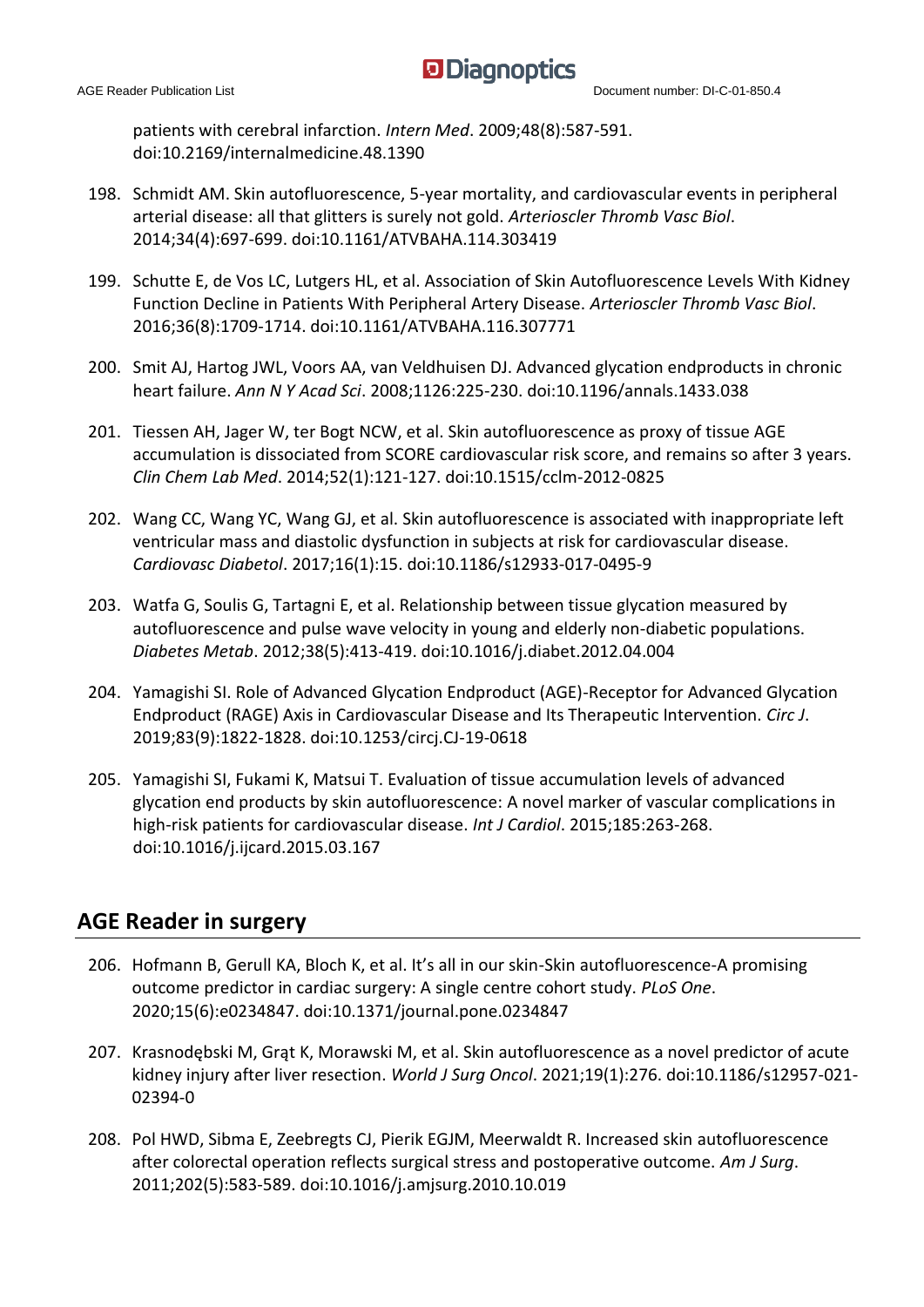patients with cerebral infarction. *Intern Med*. 2009;48(8):587-591. doi:10.2169/internalmedicine.48.1390

198. Schmidt AM. Skin autofluorescence, 5-year mortality, and cardiovascular events in peripheral arterial disease: all that glitters is surely not gold. *Arterioscler Thromb Vasc Biol*. 2014;34(4):697-699. doi:10.1161/ATVBAHA.114.303419

199. Schutte E, de Vos LC, Lutgers HL, et al. Association of Skin Autofluorescence Levels With Kidney Function Decline in Patients With Peripheral Artery Disease. *Arterioscler Thromb Vasc Biol*. 2016;36(8):1709-1714. doi:10.1161/ATVBAHA.116.307771

200. Smit AJ, Hartog JWL, Voors AA, van Veldhuisen DJ. Advanced glycation endproducts in chronic heart failure. *Ann N Y Acad Sci*. 2008;1126:225-230. doi:10.1196/annals.1433.038

201. Tiessen AH, Jager W, ter Bogt NCW, et al. Skin autofluorescence as proxy of tissue AGE accumulation is dissociated from SCORE cardiovascular risk score, and remains so after 3 years. *Clin Chem Lab Med*. 2014;52(1):121-127. doi:10.1515/cclm-2012-0825

202. Wang CC, Wang YC, Wang GJ, et al. Skin autofluorescence is associated with inappropriate left ventricular mass and diastolic dysfunction in subjects at risk for cardiovascular disease. *Cardiovasc Diabetol*. 2017;16(1):15. doi:10.1186/s12933-017-0495-9

203. Watfa G, Soulis G, Tartagni E, et al. Relationship between tissue glycation measured by autofluorescence and pulse wave velocity in young and elderly non-diabetic populations. *Diabetes Metab*. 2012;38(5):413-419. doi:10.1016/j.diabet.2012.04.004

204. Yamagishi SI. Role of Advanced Glycation Endproduct (AGE)-Receptor for Advanced Glycation Endproduct (RAGE) Axis in Cardiovascular Disease and Its Therapeutic Intervention. *Circ J*. 2019;83(9):1822-1828. doi:10.1253/circj.CJ-19-0618

205. Yamagishi SI, Fukami K, Matsui T. Evaluation of tissue accumulation levels of advanced glycation end products by skin autofluorescence: A novel marker of vascular complications in high-risk patients for cardiovascular disease. *Int J Cardiol*. 2015;185:263-268. doi:10.1016/j.ijcard.2015.03.167

## AGE Reader in surgery

206. Hofmann B, Gerull KA, Bloch K, et al. It's all in our skin-Skin autofluorescence-A promising outcome predictor in cardiac surgery: A single centre cohort study. *PLoS One*. 2020;15(6):e0234847. doi:10.1371/journal.pone.0234847

207. Krasnodębski M, Grąt K, Morawski M, et al. Skin autofluorescence as a novel predictor of acute kidney injury after liver resection. *World J Surg Oncol*. 2021;19(1):276. doi:10.1186/s12957-021-02394-0

208. Pol HWD, Sibma E, Zeebregts CJ, Pierik EGJM, Meerwaldt R. Increased skin autofluorescence after colorectal operation reflects surgical stress and postoperative outcome. *Am J Surg*. 2011;202(5):583-589. doi:10.1016/j.amjsurg.2010.10.019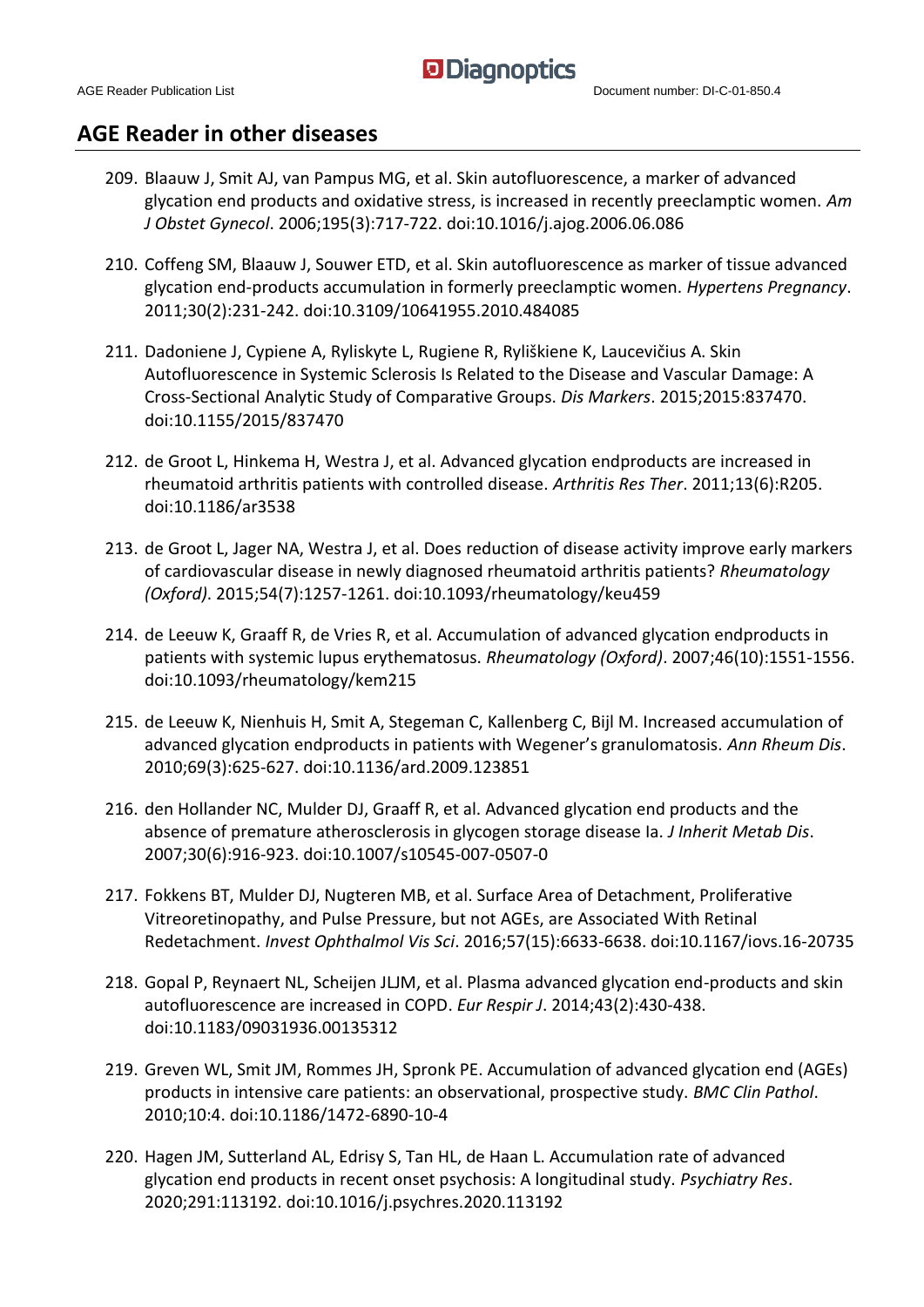## AGE Reader in other diseases

209. Blaauw J, Smit AJ, van Pampus MG, et al. Skin autofluorescence, a marker of advanced glycation end products and oxidative stress, is increased in recently preeclamptic women. *Am J Obstet Gynecol*. 2006;195(3):717-722. doi:10.1016/j.ajog.2006.06.086
210. Coffeng SM, Blaauw J, Souwer ETD, et al. Skin autofluorescence as marker of tissue advanced glycation end-products accumulation in formerly preeclamptic women. *Hypertens Pregnancy*. 2011;30(2):231-242. doi:10.3109/10641955.2010.484085
211. Dadoniene J, Cypiene A, Ryliskyte L, Rugiene R, Ryliškiene K, Laucevičius A. Skin Autofluorescence in Systemic Sclerosis Is Related to the Disease and Vascular Damage: A Cross-Sectional Analytic Study of Comparative Groups. *Dis Markers*. 2015;2015:837470. doi:10.1155/2015/837470
212. de Groot L, Hinkema H, Westra J, et al. Advanced glycation endproducts are increased in rheumatoid arthritis patients with controlled disease. *Arthritis Res Ther*. 2011;13(6):R205. doi:10.1186/ar3538
213. de Groot L, Jager NA, Westra J, et al. Does reduction of disease activity improve early markers of cardiovascular disease in newly diagnosed rheumatoid arthritis patients? *Rheumatology (Oxford)*. 2015;54(7):1257-1261. doi:10.1093/rheumatology/keu459
214. de Leeuw K, Graaff R, de Vries R, et al. Accumulation of advanced glycation endproducts in patients with systemic lupus erythematosus. *Rheumatology (Oxford)*. 2007;46(10):1551-1556. doi:10.1093/rheumatology/kem215
215. de Leeuw K, Nienhuis H, Smit A, Stegeman C, Kallenberg C, Bijl M. Increased accumulation of advanced glycation endproducts in patients with Wegener's granulomatosis. *Ann Rheum Dis*. 2010;69(3):625-627. doi:10.1136/ard.2009.123851
216. den Hollander NC, Mulder DJ, Graaff R, et al. Advanced glycation end products and the absence of premature atherosclerosis in glycogen storage disease Ia. *J Inherit Metab Dis*. 2007;30(6):916-923. doi:10.1007/s10545-007-0507-0
217. Fokkens BT, Mulder DJ, Nugteren MB, et al. Surface Area of Detachment, Proliferative Vitreoretinopathy, and Pulse Pressure, but not AGEs, are Associated With Retinal Redetachment. *Invest Ophthalmol Vis Sci*. 2016;57(15):6633-6638. doi:10.1167/iovs.16-20735
218. Gopal P, Reynaert NL, Scheijen JLJM, et al. Plasma advanced glycation end-products and skin autofluorescence are increased in COPD. *Eur Respir J*. 2014;43(2):430-438. doi:10.1183/09031936.00135312
219. Greven WL, Smit JM, Rommes JH, Spronk PE. Accumulation of advanced glycation end (AGEs) products in intensive care patients: an observational, prospective study. *BMC Clin Pathol*. 2010;10:4. doi:10.1186/1472-6890-10-4
220. Hagen JM, Sutterland AL, Edrisy S, Tan HL, de Haan L. Accumulation rate of advanced glycation end products in recent onset psychosis: A longitudinal study. *Psychiatry Res*. 2020;291:113192. doi:10.1016/j.psychres.2020.113192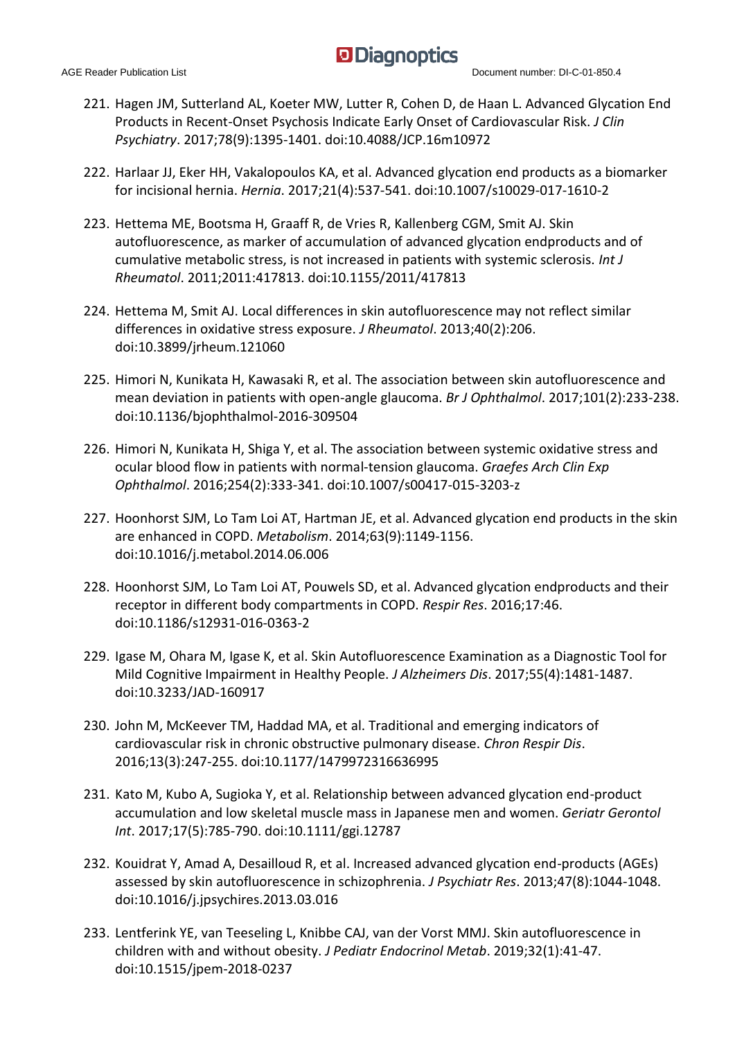221. Hagen JM, Sutterland AL, Koeter MW, Lutter R, Cohen D, de Haan L. Advanced Glycation End Products in Recent-Onset Psychosis Indicate Early Onset of Cardiovascular Risk. *J Clin Psychiatry*. 2017;78(9):1395-1401. doi:10.4088/JCP.16m10972

222. Harlaar JJ, Eker HH, Vakalopoulos KA, et al. Advanced glycation end products as a biomarker for incisional hernia. *Hernia*. 2017;21(4):537-541. doi:10.1007/s10029-017-1610-2

223. Hettema ME, Bootsma H, Graaff R, de Vries R, Kallenberg CGM, Smit AJ. Skin autofluorescence, as marker of accumulation of advanced glycation endproducts and of cumulative metabolic stress, is not increased in patients with systemic sclerosis. *Int J Rheumatol*. 2011;2011:417813. doi:10.1155/2011/417813

224. Hettema M, Smit AJ. Local differences in skin autofluorescence may not reflect similar differences in oxidative stress exposure. *J Rheumatol*. 2013;40(2):206. doi:10.3899/jrheum.121060

225. Himori N, Kunikata H, Kawasaki R, et al. The association between skin autofluorescence and mean deviation in patients with open-angle glaucoma. *Br J Ophthalmol*. 2017;101(2):233-238. doi:10.1136/bjophthalmol-2016-309504

226. Himori N, Kunikata H, Shiga Y, et al. The association between systemic oxidative stress and ocular blood flow in patients with normal-tension glaucoma. *Graefes Arch Clin Exp Ophthalmol*. 2016;254(2):333-341. doi:10.1007/s00417-015-3203-z

227. Hoonhorst SJM, Lo Tam Loi AT, Hartman JE, et al. Advanced glycation end products in the skin are enhanced in COPD. *Metabolism*. 2014;63(9):1149-1156. doi:10.1016/j.metabol.2014.06.006

228. Hoonhorst SJM, Lo Tam Loi AT, Pouwels SD, et al. Advanced glycation endproducts and their receptor in different body compartments in COPD. *Respir Res*. 2016;17:46. doi:10.1186/s12931-016-0363-2

229. Igase M, Ohara M, Igase K, et al. Skin Autofluorescence Examination as a Diagnostic Tool for Mild Cognitive Impairment in Healthy People. *J Alzheimers Dis*. 2017;55(4):1481-1487. doi:10.3233/JAD-160917

230. John M, McKeever TM, Haddad MA, et al. Traditional and emerging indicators of cardiovascular risk in chronic obstructive pulmonary disease. *Chron Respir Dis*. 2016;13(3):247-255. doi:10.1177/1479972316636995

231. Kato M, Kubo A, Sugioka Y, et al. Relationship between advanced glycation end-product accumulation and low skeletal muscle mass in Japanese men and women. *Geriatr Gerontol Int*. 2017;17(5):785-790. doi:10.1111/ggi.12787

232. Kouidrat Y, Amad A, Desailloud R, et al. Increased advanced glycation end-products (AGEs) assessed by skin autofluorescence in schizophrenia. *J Psychiatr Res*. 2013;47(8):1044-1048. doi:10.1016/j.jpsychires.2013.03.016

233. Lentferink YE, van Teeseling L, Knibbe CAJ, van der Vorst MMJ. Skin autofluorescence in children with and without obesity. *J Pediatr Endocrinol Metab*. 2019;32(1):41-47. doi:10.1515/jpem-2018-0237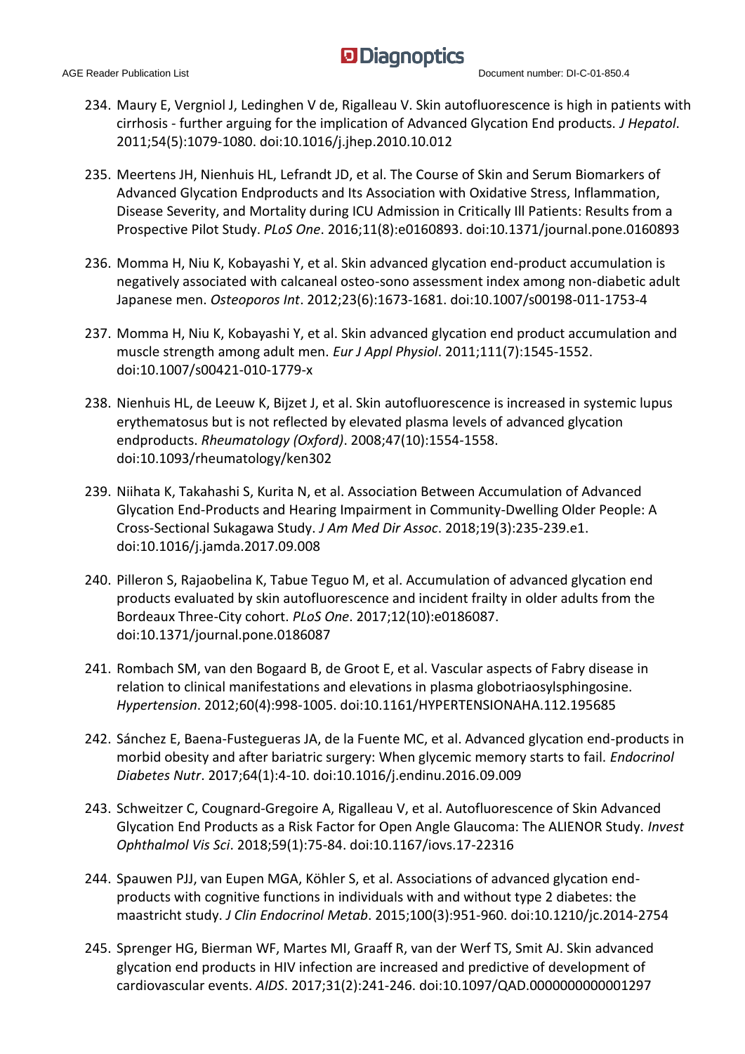234. Maury E, Vergniol J, Ledinghen V de, Rigalleau V. Skin autofluorescence is high in patients with cirrhosis - further arguing for the implication of Advanced Glycation End products. *J Hepatol*. 2011;54(5):1079-1080. doi:10.1016/j.jhep.2010.10.012

235. Meertens JH, Nienhuis HL, Lefrandt JD, et al. The Course of Skin and Serum Biomarkers of Advanced Glycation Endproducts and Its Association with Oxidative Stress, Inflammation, Disease Severity, and Mortality during ICU Admission in Critically Ill Patients: Results from a Prospective Pilot Study. *PLoS One*. 2016;11(8):e0160893. doi:10.1371/journal.pone.0160893

236. Momma H, Niu K, Kobayashi Y, et al. Skin advanced glycation end-product accumulation is negatively associated with calcaneal osteo-sono assessment index among non-diabetic adult Japanese men. *Osteoporos Int*. 2012;23(6):1673-1681. doi:10.1007/s00198-011-1753-4

237. Momma H, Niu K, Kobayashi Y, et al. Skin advanced glycation end product accumulation and muscle strength among adult men. *Eur J Appl Physiol*. 2011;111(7):1545-1552. doi:10.1007/s00421-010-1779-x

238. Nienhuis HL, de Leeuw K, Bijzet J, et al. Skin autofluorescence is increased in systemic lupus erythematosus but is not reflected by elevated plasma levels of advanced glycation endproducts. *Rheumatology (Oxford)*. 2008;47(10):1554-1558. doi:10.1093/rheumatology/ken302

239. Niihata K, Takahashi S, Kurita N, et al. Association Between Accumulation of Advanced Glycation End-Products and Hearing Impairment in Community-Dwelling Older People: A Cross-Sectional Sukagawa Study. *J Am Med Dir Assoc*. 2018;19(3):235-239.e1. doi:10.1016/j.jamda.2017.09.008

240. Pilleron S, Rajaobelina K, Tabue Teguo M, et al. Accumulation of advanced glycation end products evaluated by skin autofluorescence and incident frailty in older adults from the Bordeaux Three-City cohort. *PLoS One*. 2017;12(10):e0186087. doi:10.1371/journal.pone.0186087

241. Rombach SM, van den Bogaard B, de Groot E, et al. Vascular aspects of Fabry disease in relation to clinical manifestations and elevations in plasma globotriaosylsphingosine. *Hypertension*. 2012;60(4):998-1005. doi:10.1161/HYPERTENSIONAHA.112.195685

242. Sánchez E, Baena-Fustegueras JA, de la Fuente MC, et al. Advanced glycation end-products in morbid obesity and after bariatric surgery: When glycemic memory starts to fail. *Endocrinol Diabetes Nutr*. 2017;64(1):4-10. doi:10.1016/j.endinu.2016.09.009

243. Schweitzer C, Cougnard-Gregoire A, Rigalleau V, et al. Autofluorescence of Skin Advanced Glycation End Products as a Risk Factor for Open Angle Glaucoma: The ALIENOR Study. *Invest Ophthalmol Vis Sci*. 2018;59(1):75-84. doi:10.1167/iovs.17-22316

244. Spauwen PJJ, van Eupen MGA, Köhler S, et al. Associations of advanced glycation end-products with cognitive functions in individuals with and without type 2 diabetes: the maastricht study. *J Clin Endocrinol Metab*. 2015;100(3):951-960. doi:10.1210/jc.2014-2754

245. Sprenger HG, Bierman WF, Martes MI, Graaff R, van der Werf TS, Smit AJ. Skin advanced glycation end products in HIV infection are increased and predictive of development of cardiovascular events. *AIDS*. 2017;31(2):241-246. doi:10.1097/QAD.0000000000001297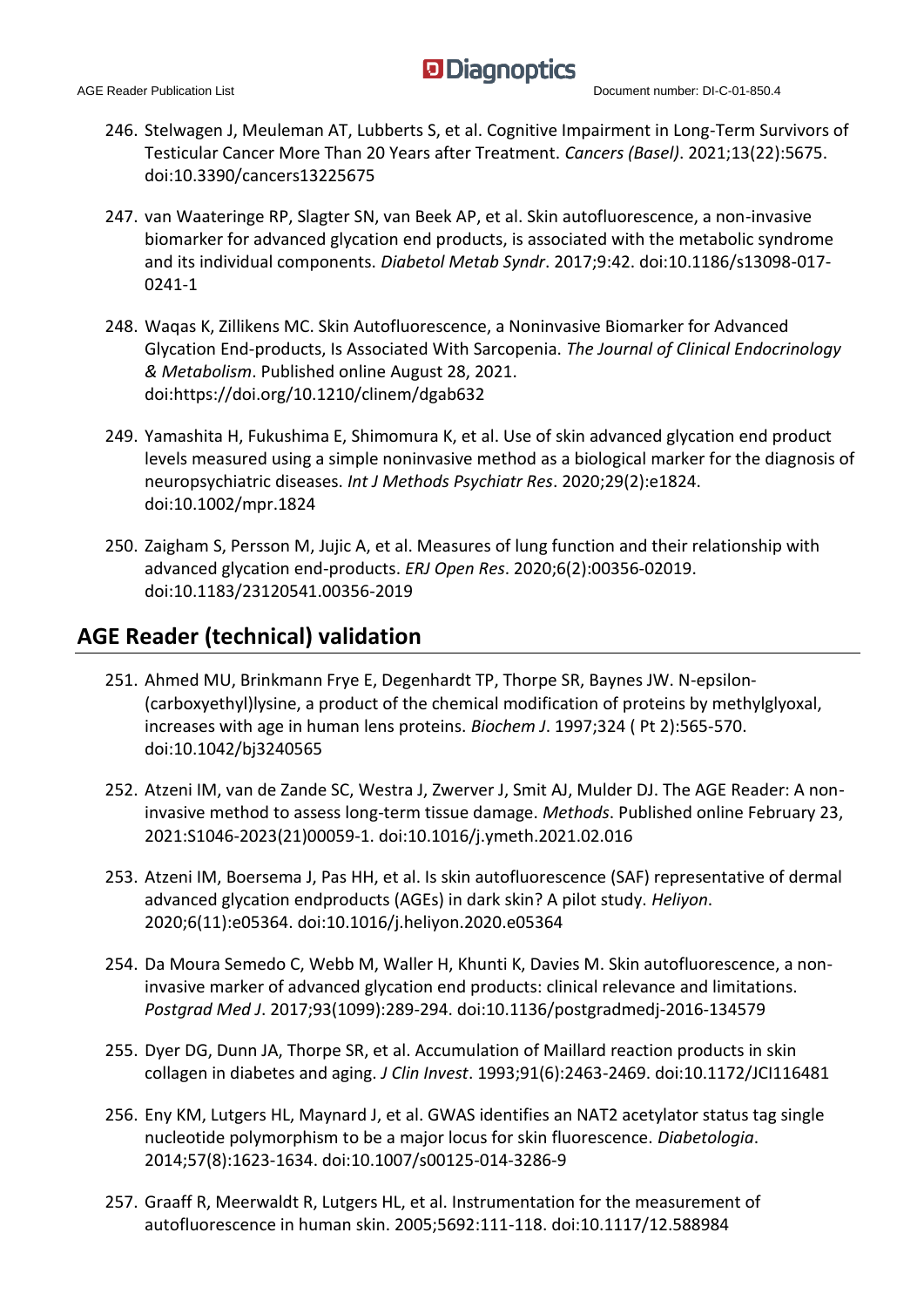246. Stelwagen J, Meuleman AT, Lubberts S, et al. Cognitive Impairment in Long-Term Survivors of Testicular Cancer More Than 20 Years after Treatment. *Cancers (Basel)*. 2021;13(22):5675. doi:10.3390/cancers13225675

247. van Waateringe RP, Slagter SN, van Beek AP, et al. Skin autofluorescence, a non-invasive biomarker for advanced glycation end products, is associated with the metabolic syndrome and its individual components. *Diabetol Metab Syndr*. 2017;9:42. doi:10.1186/s13098-017-0241-1

248. Waqas K, Zillikens MC. Skin Autofluorescence, a Noninvasive Biomarker for Advanced Glycation End-products, Is Associated With Sarcopenia. *The Journal of Clinical Endocrinology & Metabolism*. Published online August 28, 2021. doi:https://doi.org/10.1210/clinem/dgab632

249. Yamashita H, Fukushima E, Shimomura K, et al. Use of skin advanced glycation end product levels measured using a simple noninvasive method as a biological marker for the diagnosis of neuropsychiatric diseases. *Int J Methods Psychiatr Res*. 2020;29(2):e1824. doi:10.1002/mpr.1824

250. Zaigham S, Persson M, Jujic A, et al. Measures of lung function and their relationship with advanced glycation end-products. *ERJ Open Res*. 2020;6(2):00356-02019. doi:10.1183/23120541.00356-2019

## AGE Reader (technical) validation

251. Ahmed MU, Brinkmann Frye E, Degenhardt TP, Thorpe SR, Baynes JW. N-epsilon-(carboxyethyl)lysine, a product of the chemical modification of proteins by methylglyoxal, increases with age in human lens proteins. *Biochem J*. 1997;324 ( Pt 2):565-570. doi:10.1042/bj3240565

252. Atzeni IM, van de Zande SC, Westra J, Zwerver J, Smit AJ, Mulder DJ. The AGE Reader: A non-invasive method to assess long-term tissue damage. *Methods*. Published online February 23, 2021:S1046-2023(21)00059-1. doi:10.1016/j.ymeth.2021.02.016

253. Atzeni IM, Boersema J, Pas HH, et al. Is skin autofluorescence (SAF) representative of dermal advanced glycation endproducts (AGEs) in dark skin? A pilot study. *Heliyon*. 2020;6(11):e05364. doi:10.1016/j.heliyon.2020.e05364

254. Da Moura Semedo C, Webb M, Waller H, Khunti K, Davies M. Skin autofluorescence, a non-invasive marker of advanced glycation end products: clinical relevance and limitations. *Postgrad Med J*. 2017;93(1099):289-294. doi:10.1136/postgradmedj-2016-134579

255. Dyer DG, Dunn JA, Thorpe SR, et al. Accumulation of Maillard reaction products in skin collagen in diabetes and aging. *J Clin Invest*. 1993;91(6):2463-2469. doi:10.1172/JCI116481

256. Eny KM, Lutgers HL, Maynard J, et al. GWAS identifies an NAT2 acetylator status tag single nucleotide polymorphism to be a major locus for skin fluorescence. *Diabetologia*. 2014;57(8):1623-1634. doi:10.1007/s00125-014-3286-9

257. Graaff R, Meerwaldt R, Lutgers HL, et al. Instrumentation for the measurement of autofluorescence in human skin. 2005;5692:111-118. doi:10.1117/12.588984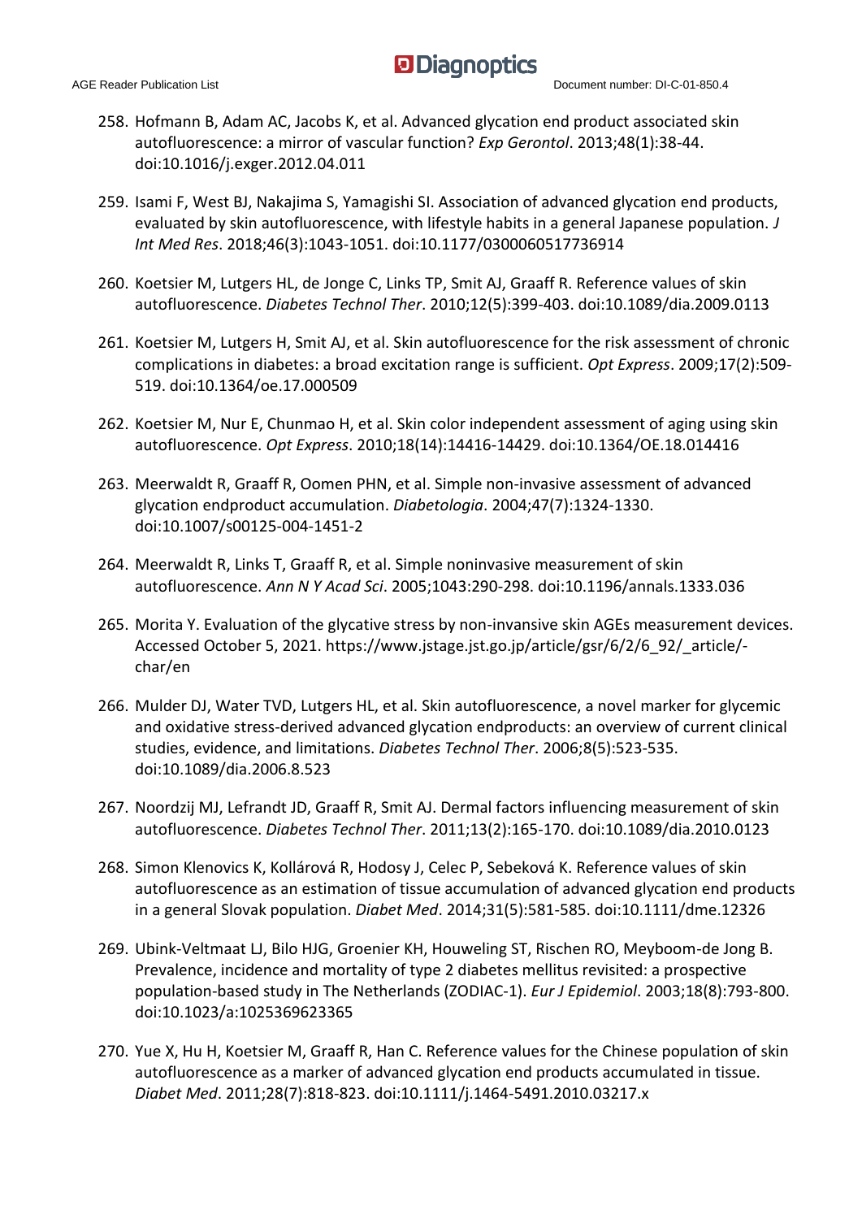258. Hofmann B, Adam AC, Jacobs K, et al. Advanced glycation end product associated skin autofluorescence: a mirror of vascular function? *Exp Gerontol*. 2013;48(1):38-44. doi:10.1016/j.exger.2012.04.011

259. Isami F, West BJ, Nakajima S, Yamagishi SI. Association of advanced glycation end products, evaluated by skin autofluorescence, with lifestyle habits in a general Japanese population. *J Int Med Res*. 2018;46(3):1043-1051. doi:10.1177/0300060517736914

260. Koetsier M, Lutgers HL, de Jonge C, Links TP, Smit AJ, Graaff R. Reference values of skin autofluorescence. *Diabetes Technol Ther*. 2010;12(5):399-403. doi:10.1089/dia.2009.0113

261. Koetsier M, Lutgers H, Smit AJ, et al. Skin autofluorescence for the risk assessment of chronic complications in diabetes: a broad excitation range is sufficient. *Opt Express*. 2009;17(2):509-519. doi:10.1364/oe.17.000509

262. Koetsier M, Nur E, Chunmao H, et al. Skin color independent assessment of aging using skin autofluorescence. *Opt Express*. 2010;18(14):14416-14429. doi:10.1364/OE.18.014416

263. Meerwaldt R, Graaff R, Oomen PHN, et al. Simple non-invasive assessment of advanced glycation endproduct accumulation. *Diabetologia*. 2004;47(7):1324-1330. doi:10.1007/s00125-004-1451-2

264. Meerwaldt R, Links T, Graaff R, et al. Simple noninvasive measurement of skin autofluorescence. *Ann N Y Acad Sci*. 2005;1043:290-298. doi:10.1196/annals.1333.036

265. Morita Y. Evaluation of the glycative stress by non-invansive skin AGEs measurement devices. Accessed October 5, 2021. https://www.jstage.jst.go.jp/article/gsr/6/2/6_92/_article/-char/en

266. Mulder DJ, Water TVD, Lutgers HL, et al. Skin autofluorescence, a novel marker for glycemic and oxidative stress-derived advanced glycation endproducts: an overview of current clinical studies, evidence, and limitations. *Diabetes Technol Ther*. 2006;8(5):523-535. doi:10.1089/dia.2006.8.523

267. Noordzij MJ, Lefrandt JD, Graaff R, Smit AJ. Dermal factors influencing measurement of skin autofluorescence. *Diabetes Technol Ther*. 2011;13(2):165-170. doi:10.1089/dia.2010.0123

268. Simon Klenovics K, Kollárová R, Hodosy J, Celec P, Sebeková K. Reference values of skin autofluorescence as an estimation of tissue accumulation of advanced glycation end products in a general Slovak population. *Diabet Med*. 2014;31(5):581-585. doi:10.1111/dme.12326

269. Ubink-Veltmaat LJ, Bilo HJG, Groenier KH, Houweling ST, Rischen RO, Meyboom-de Jong B. Prevalence, incidence and mortality of type 2 diabetes mellitus revisited: a prospective population-based study in The Netherlands (ZODIAC-1). *Eur J Epidemiol*. 2003;18(8):793-800. doi:10.1023/a:1025369623365

270. Yue X, Hu H, Koetsier M, Graaff R, Han C. Reference values for the Chinese population of skin autofluorescence as a marker of advanced glycation end products accumulated in tissue. *Diabet Med*. 2011;28(7):818-823. doi:10.1111/j.1464-5491.2010.03217.x